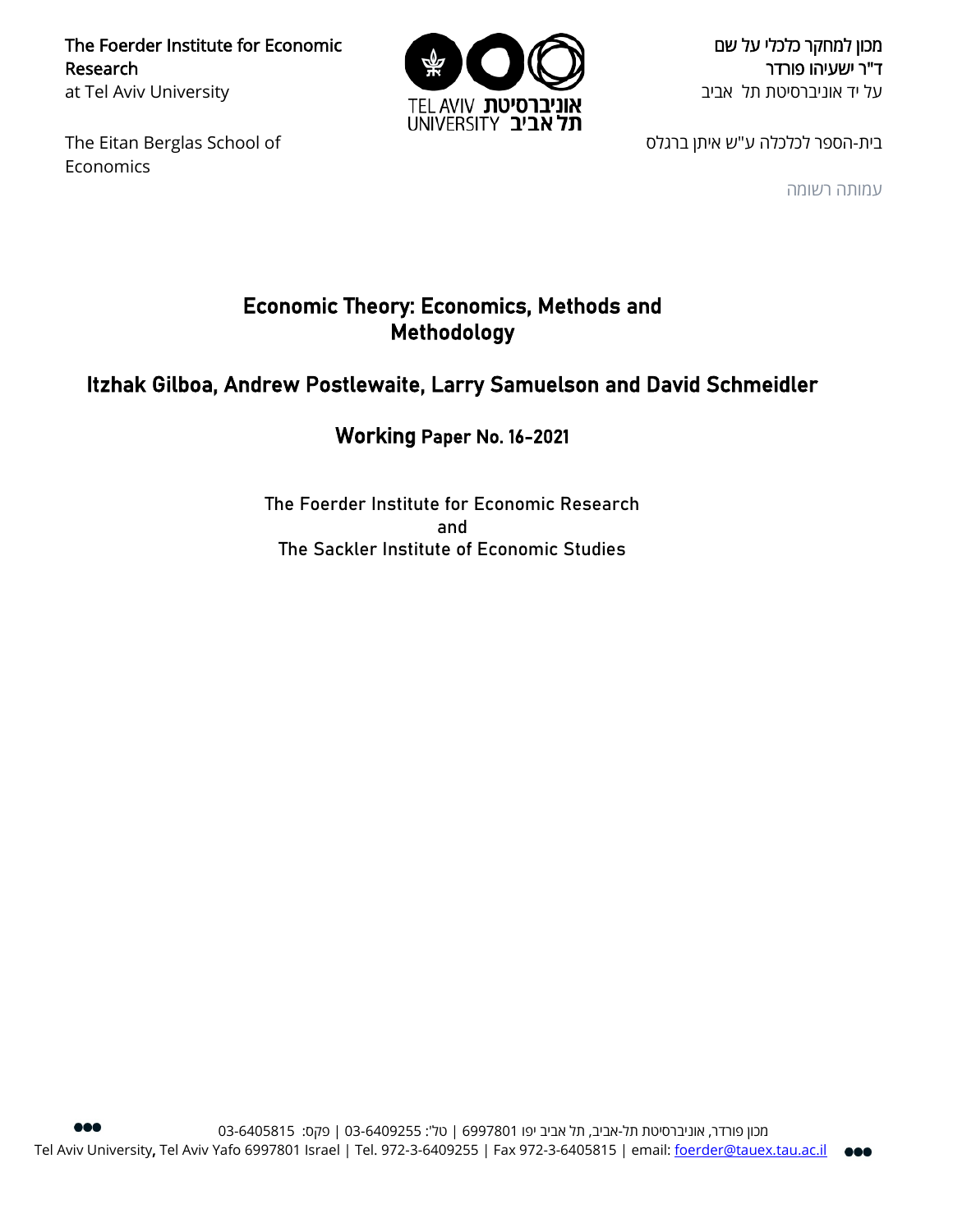The Foerder Institute for Economic Research
at Tel Aviv University

The Eitan Berglas School of Economics

מכון למחקר כלכלי על שם
ד"ר ישעיהו פורדר
על יד אוניברסיטת תל אביב

בית-הספר לכלכלה ע"ש איתן ברגלס

עמותה רשומה

# Economic Theory: Economics, Methods and Methodology

## Itzhak Gilboa, Andrew Postlewaite, Larry Samuelson and David Schmeidler

### Working Paper No. 16-2021

The Foerder Institute for Economic Research
and
The Sackler Institute of Economic Studies

מכון פורדר, אוניברסיטת תל-אביב, תל אביב יפו 6997801 | טל': 03-6409255 | פקס: 03-6405815
Tel Aviv University, Tel Aviv Yafo 6997801 Israel | Tel. 972-3-6409255 | Fax 972-3-6405815 | email: foerder@tauex.tau.ac.il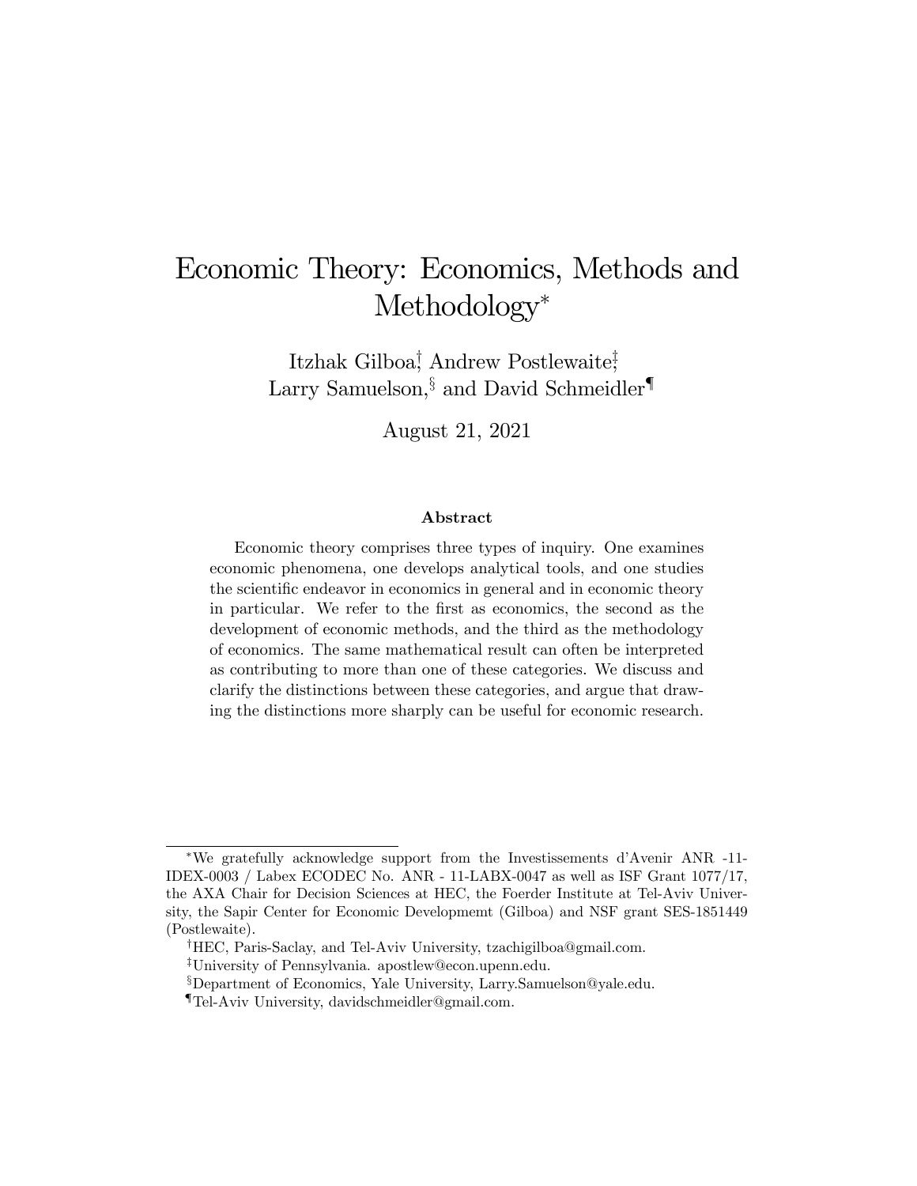# Economic Theory: Economics, Methods and Methodology*

Itzhak Gilboa†, Andrew Postlewaite‡, Larry Samuelson,§ and David Schmeidler¶

August 21, 2021

### Abstract

Economic theory comprises three types of inquiry. One examines economic phenomena, one develops analytical tools, and one studies the scientific endeavor in economics in general and in economic theory in particular. We refer to the first as economics, the second as the development of economic methods, and the third as the methodology of economics. The same mathematical result can often be interpreted as contributing to more than one of these categories. We discuss and clarify the distinctions between these categories, and argue that drawing the distinctions more sharply can be useful for economic research.

---

*We gratefully acknowledge support from the Investissements d'Avenir ANR -11-IDEX-0003 / Labex ECODEC No. ANR - 11-LABX-0047 as well as ISF Grant 1077/17, the AXA Chair for Decision Sciences at HEC, the Foerder Institute at Tel-Aviv University, the Sapir Center for Economic Developmemt (Gilboa) and NSF grant SES-1851449 (Postlewaite).

†HEC, Paris-Saclay, and Tel-Aviv University, tzachigilboa@gmail.com.

‡University of Pennsylvania. apostlew@econ.upenn.edu.

§Department of Economics, Yale University, Larry.Samuelson@yale.edu.

¶Tel-Aviv University, davidschmeidler@gmail.com.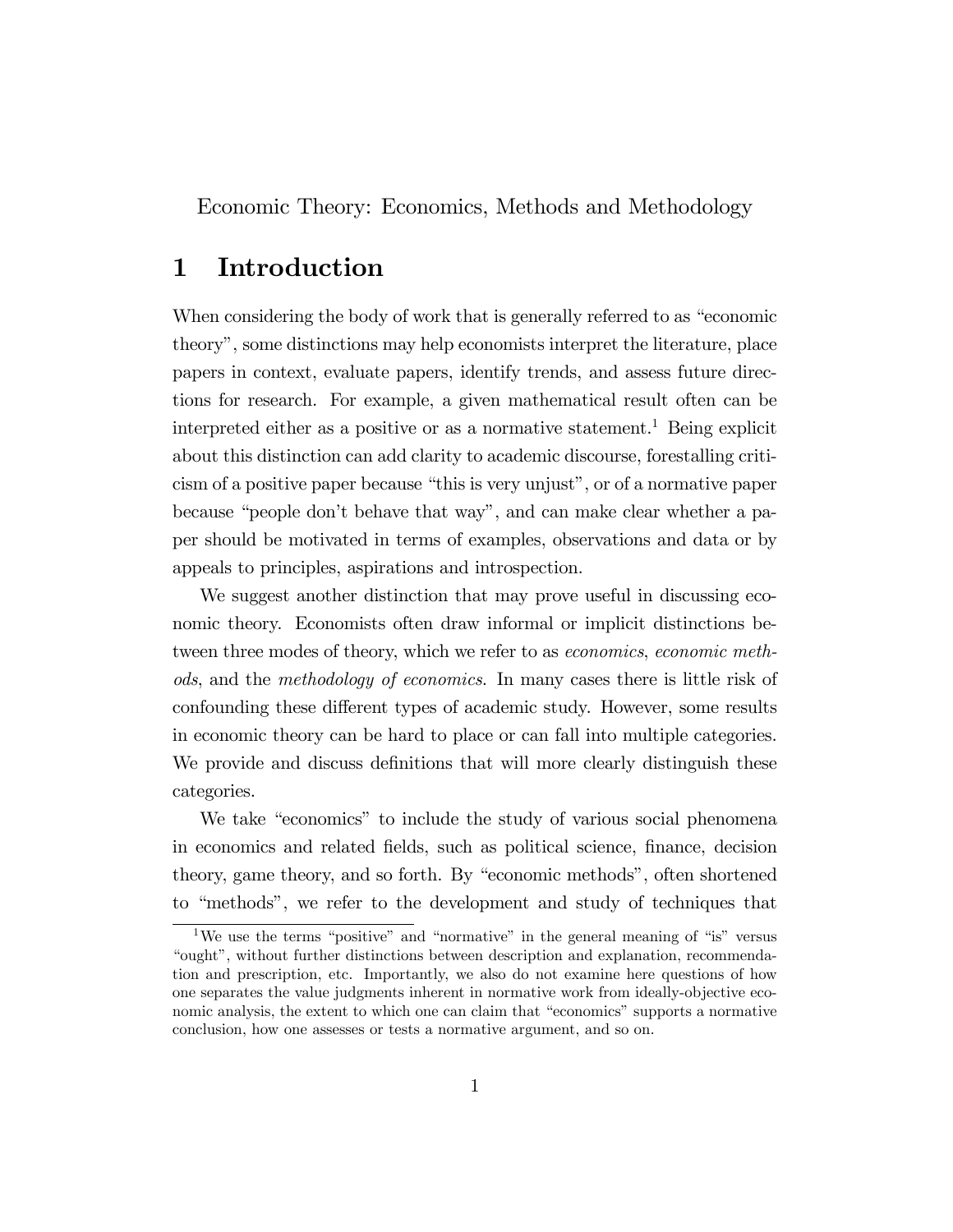Economic Theory: Economics, Methods and Methodology

# 1 Introduction

When considering the body of work that is generally referred to as "economic theory", some distinctions may help economists interpret the literature, place papers in context, evaluate papers, identify trends, and assess future directions for research. For example, a given mathematical result often can be interpreted either as a positive or as a normative statement.[1] Being explicit about this distinction can add clarity to academic discourse, forestalling criticism of a positive paper because "this is very unjust", or of a normative paper because "people don't behave that way", and can make clear whether a paper should be motivated in terms of examples, observations and data or by appeals to principles, aspirations and introspection.

We suggest another distinction that may prove useful in discussing economic theory. Economists often draw informal or implicit distinctions between three modes of theory, which we refer to as *economics*, *economic methods*, and the *methodology of economics*. In many cases there is little risk of confounding these different types of academic study. However, some results in economic theory can be hard to place or can fall into multiple categories. We provide and discuss definitions that will more clearly distinguish these categories.

We take "economics" to include the study of various social phenomena in economics and related fields, such as political science, finance, decision theory, game theory, and so forth. By "economic methods", often shortened to "methods", we refer to the development and study of techniques that

[1] We use the terms "positive" and "normative" in the general meaning of "is" versus "ought", without further distinctions between description and explanation, recommendation and prescription, etc. Importantly, we also do not examine here questions of how one separates the value judgments inherent in normative work from ideally-objective economic analysis, the extent to which one can claim that "economics" supports a normative conclusion, how one assesses or tests a normative argument, and so on.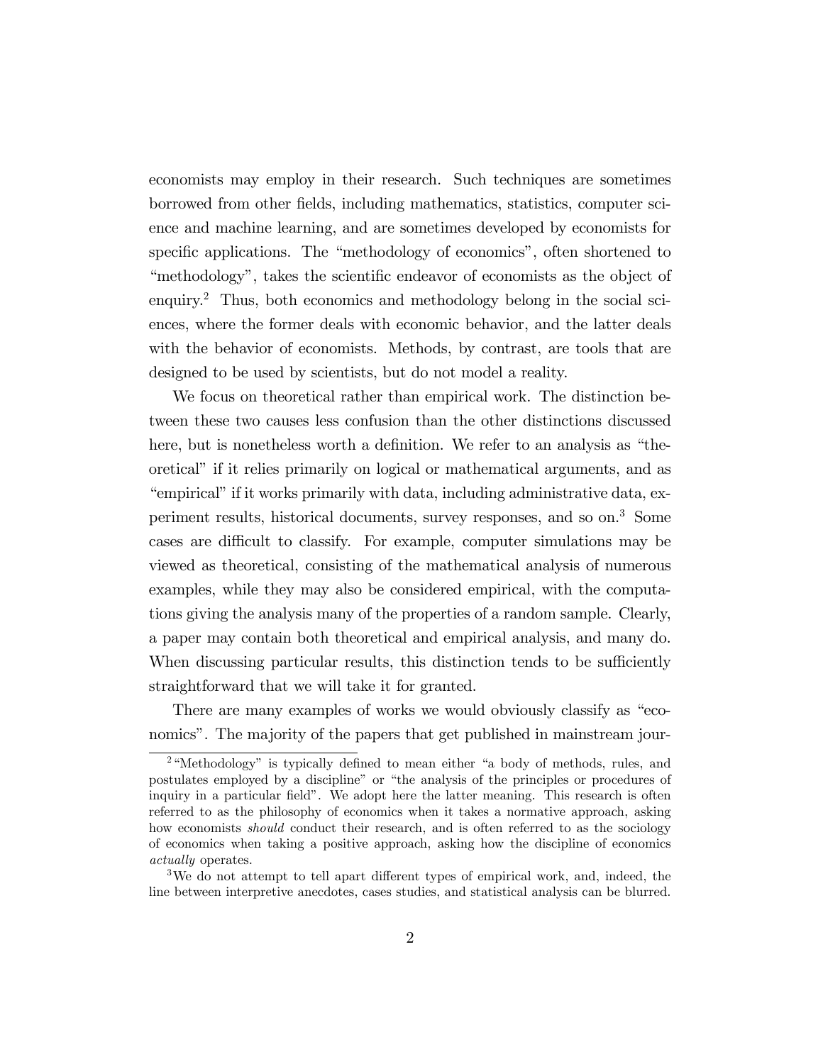economists may employ in their research. Such techniques are sometimes borrowed from other fields, including mathematics, statistics, computer science and machine learning, and are sometimes developed by economists for specific applications. The "methodology of economics", often shortened to "methodology", takes the scientific endeavor of economists as the object of enquiry.[2] Thus, both economics and methodology belong in the social sciences, where the former deals with economic behavior, and the latter deals with the behavior of economists. Methods, by contrast, are tools that are designed to be used by scientists, but do not model a reality.

We focus on theoretical rather than empirical work. The distinction between these two causes less confusion than the other distinctions discussed here, but is nonetheless worth a definition. We refer to an analysis as "theoretical" if it relies primarily on logical or mathematical arguments, and as "empirical" if it works primarily with data, including administrative data, experiment results, historical documents, survey responses, and so on.[3] Some cases are difficult to classify. For example, computer simulations may be viewed as theoretical, consisting of the mathematical analysis of numerous examples, while they may also be considered empirical, with the computations giving the analysis many of the properties of a random sample. Clearly, a paper may contain both theoretical and empirical analysis, and many do. When discussing particular results, this distinction tends to be sufficiently straightforward that we will take it for granted.

There are many examples of works we would obviously classify as "economics". The majority of the papers that get published in mainstream jour-

[2] "Methodology" is typically defined to mean either "a body of methods, rules, and postulates employed by a discipline" or "the analysis of the principles or procedures of inquiry in a particular field". We adopt here the latter meaning. This research is often referred to as the philosophy of economics when it takes a normative approach, asking how economists *should* conduct their research, and is often referred to as the sociology of economics when taking a positive approach, asking how the discipline of economics *actually* operates.

[3] We do not attempt to tell apart different types of empirical work, and, indeed, the line between interpretive anecdotes, cases studies, and statistical analysis can be blurred.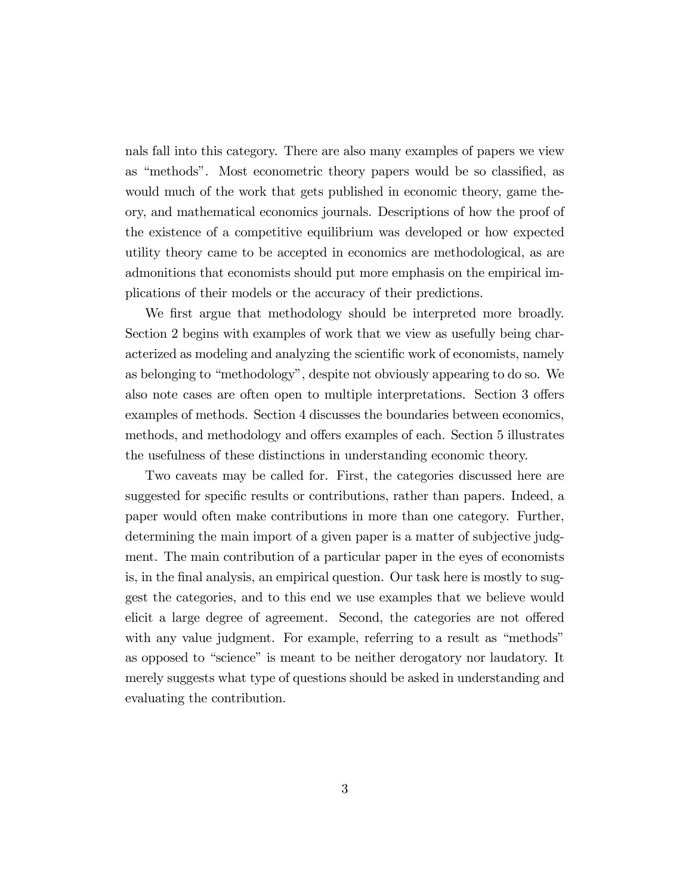nals fall into this category. There are also many examples of papers we view as "methods". Most econometric theory papers would be so classified, as would much of the work that gets published in economic theory, game theory, and mathematical economics journals. Descriptions of how the proof of the existence of a competitive equilibrium was developed or how expected utility theory came to be accepted in economics are methodological, as are admonitions that economists should put more emphasis on the empirical implications of their models or the accuracy of their predictions.

We first argue that methodology should be interpreted more broadly. Section 2 begins with examples of work that we view as usefully being characterized as modeling and analyzing the scientific work of economists, namely as belonging to "methodology", despite not obviously appearing to do so. We also note cases are often open to multiple interpretations. Section 3 offers examples of methods. Section 4 discusses the boundaries between economics, methods, and methodology and offers examples of each. Section 5 illustrates the usefulness of these distinctions in understanding economic theory.

Two caveats may be called for. First, the categories discussed here are suggested for specific results or contributions, rather than papers. Indeed, a paper would often make contributions in more than one category. Further, determining the main import of a given paper is a matter of subjective judgment. The main contribution of a particular paper in the eyes of economists is, in the final analysis, an empirical question. Our task here is mostly to suggest the categories, and to this end we use examples that we believe would elicit a large degree of agreement. Second, the categories are not offered with any value judgment. For example, referring to a result as "methods" as opposed to "science" is meant to be neither derogatory nor laudatory. It merely suggests what type of questions should be asked in understanding and evaluating the contribution.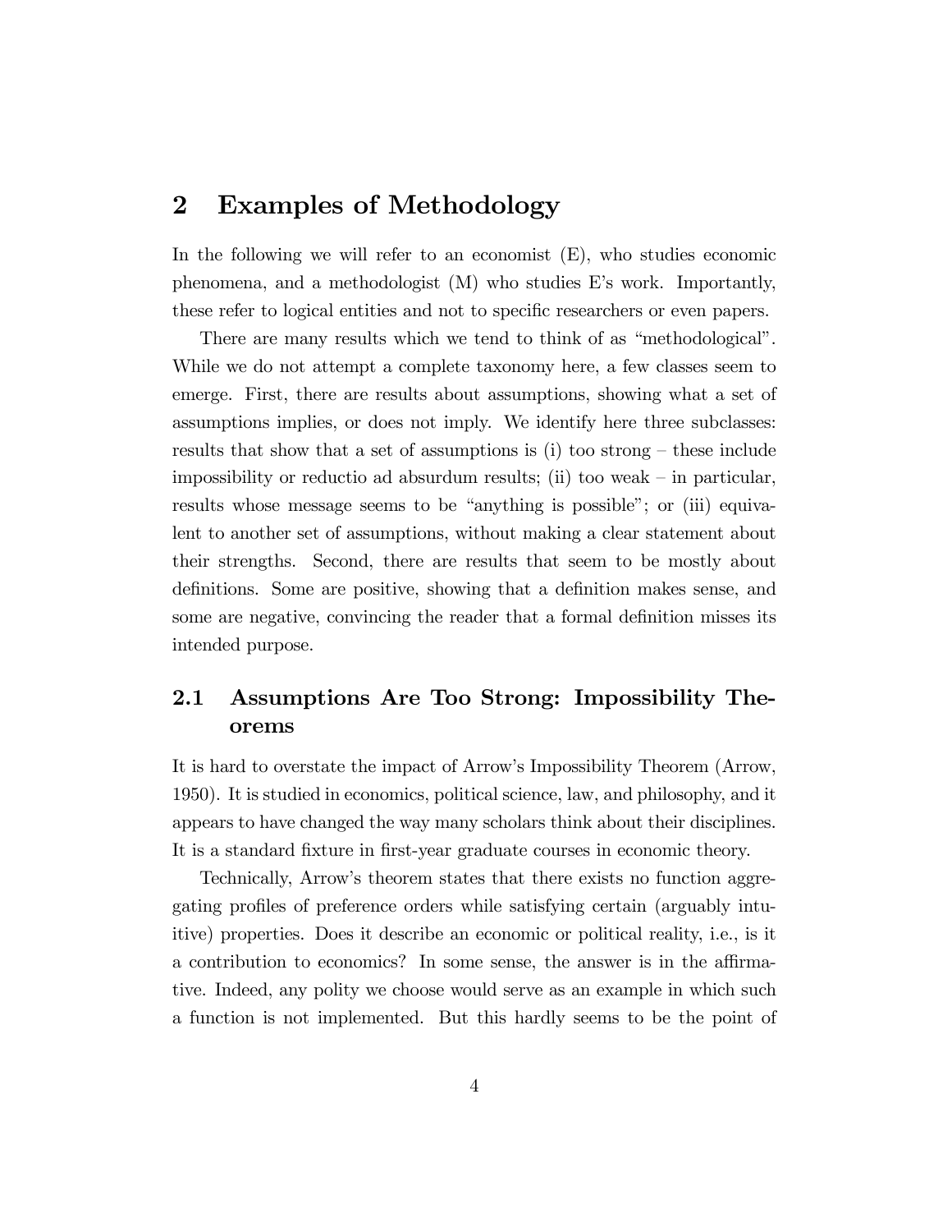## 2 Examples of Methodology

In the following we will refer to an economist (E), who studies economic phenomena, and a methodologist (M) who studies E's work. Importantly, these refer to logical entities and not to specific researchers or even papers.

There are many results which we tend to think of as "methodological". While we do not attempt a complete taxonomy here, a few classes seem to emerge. First, there are results about assumptions, showing what a set of assumptions implies, or does not imply. We identify here three subclasses: results that show that a set of assumptions is (i) too strong – these include impossibility or reductio ad absurdum results; (ii) too weak – in particular, results whose message seems to be "anything is possible"; or (iii) equivalent to another set of assumptions, without making a clear statement about their strengths. Second, there are results that seem to be mostly about definitions. Some are positive, showing that a definition makes sense, and some are negative, convincing the reader that a formal definition misses its intended purpose.

### 2.1 Assumptions Are Too Strong: Impossibility Theorems

It is hard to overstate the impact of Arrow's Impossibility Theorem (Arrow, 1950). It is studied in economics, political science, law, and philosophy, and it appears to have changed the way many scholars think about their disciplines. It is a standard fixture in first-year graduate courses in economic theory.

Technically, Arrow's theorem states that there exists no function aggregating profiles of preference orders while satisfying certain (arguably intuitive) properties. Does it describe an economic or political reality, i.e., is it a contribution to economics? In some sense, the answer is in the affirmative. Indeed, any polity we choose would serve as an example in which such a function is not implemented. But this hardly seems to be the point of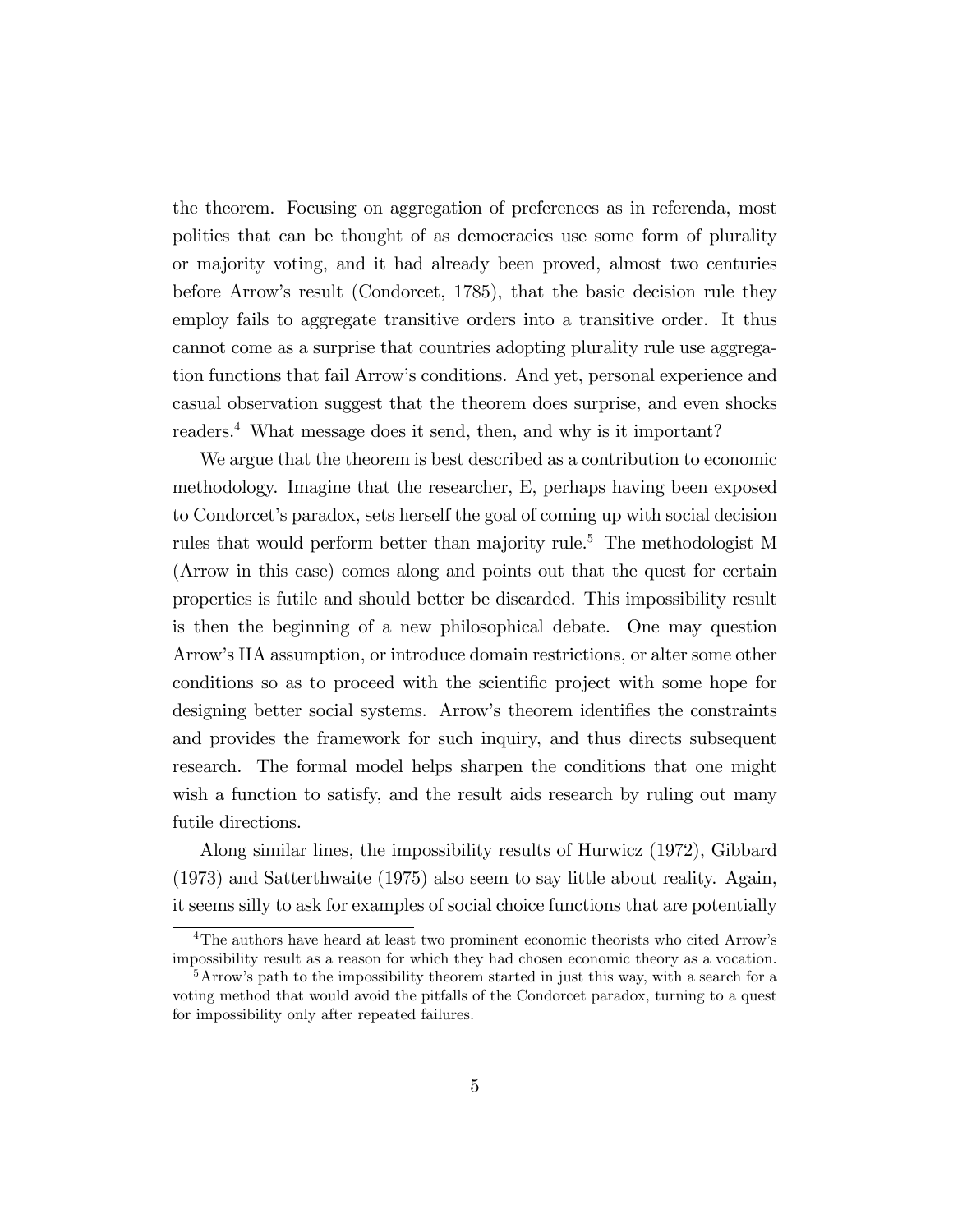the theorem. Focusing on aggregation of preferences as in referenda, most polities that can be thought of as democracies use some form of plurality or majority voting, and it had already been proved, almost two centuries before Arrow's result (Condorcet, 1785), that the basic decision rule they employ fails to aggregate transitive orders into a transitive order. It thus cannot come as a surprise that countries adopting plurality rule use aggregation functions that fail Arrow's conditions. And yet, personal experience and casual observation suggest that the theorem does surprise, and even shocks readers.[4] What message does it send, then, and why is it important?

We argue that the theorem is best described as a contribution to economic methodology. Imagine that the researcher, E, perhaps having been exposed to Condorcet's paradox, sets herself the goal of coming up with social decision rules that would perform better than majority rule.[5] The methodologist M (Arrow in this case) comes along and points out that the quest for certain properties is futile and should better be discarded. This impossibility result is then the beginning of a new philosophical debate. One may question Arrow's IIA assumption, or introduce domain restrictions, or alter some other conditions so as to proceed with the scientific project with some hope for designing better social systems. Arrow's theorem identifies the constraints and provides the framework for such inquiry, and thus directs subsequent research. The formal model helps sharpen the conditions that one might wish a function to satisfy, and the result aids research by ruling out many futile directions.

Along similar lines, the impossibility results of Hurwicz (1972), Gibbard (1973) and Satterthwaite (1975) also seem to say little about reality. Again, it seems silly to ask for examples of social choice functions that are potentially

[4] The authors have heard at least two prominent economic theorists who cited Arrow's impossibility result as a reason for which they had chosen economic theory as a vocation.

[5] Arrow's path to the impossibility theorem started in just this way, with a search for a voting method that would avoid the pitfalls of the Condorcet paradox, turning to a quest for impossibility only after repeated failures.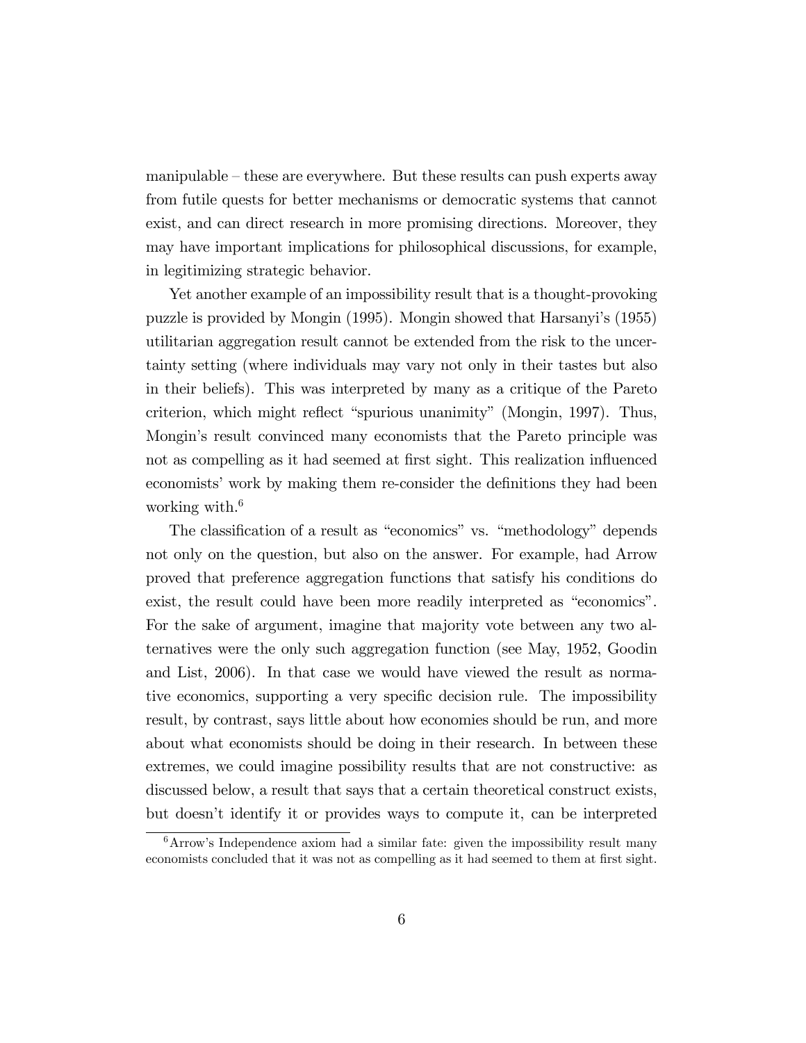manipulable – these are everywhere. But these results can push experts away from futile quests for better mechanisms or democratic systems that cannot exist, and can direct research in more promising directions. Moreover, they may have important implications for philosophical discussions, for example, in legitimizing strategic behavior.

Yet another example of an impossibility result that is a thought-provoking puzzle is provided by Mongin (1995). Mongin showed that Harsanyi's (1955) utilitarian aggregation result cannot be extended from the risk to the uncertainty setting (where individuals may vary not only in their tastes but also in their beliefs). This was interpreted by many as a critique of the Pareto criterion, which might reflect "spurious unanimity" (Mongin, 1997). Thus, Mongin's result convinced many economists that the Pareto principle was not as compelling as it had seemed at first sight. This realization influenced economists' work by making them re-consider the definitions they had been working with.[6]

The classification of a result as "economics" vs. "methodology" depends not only on the question, but also on the answer. For example, had Arrow proved that preference aggregation functions that satisfy his conditions do exist, the result could have been more readily interpreted as "economics". For the sake of argument, imagine that majority vote between any two alternatives were the only such aggregation function (see May, 1952, Goodin and List, 2006). In that case we would have viewed the result as normative economics, supporting a very specific decision rule. The impossibility result, by contrast, says little about how economies should be run, and more about what economists should be doing in their research. In between these extremes, we could imagine possibility results that are not constructive: as discussed below, a result that says that a certain theoretical construct exists, but doesn't identify it or provides ways to compute it, can be interpreted

[6] Arrow's Independence axiom had a similar fate: given the impossibility result many economists concluded that it was not as compelling as it had seemed to them at first sight.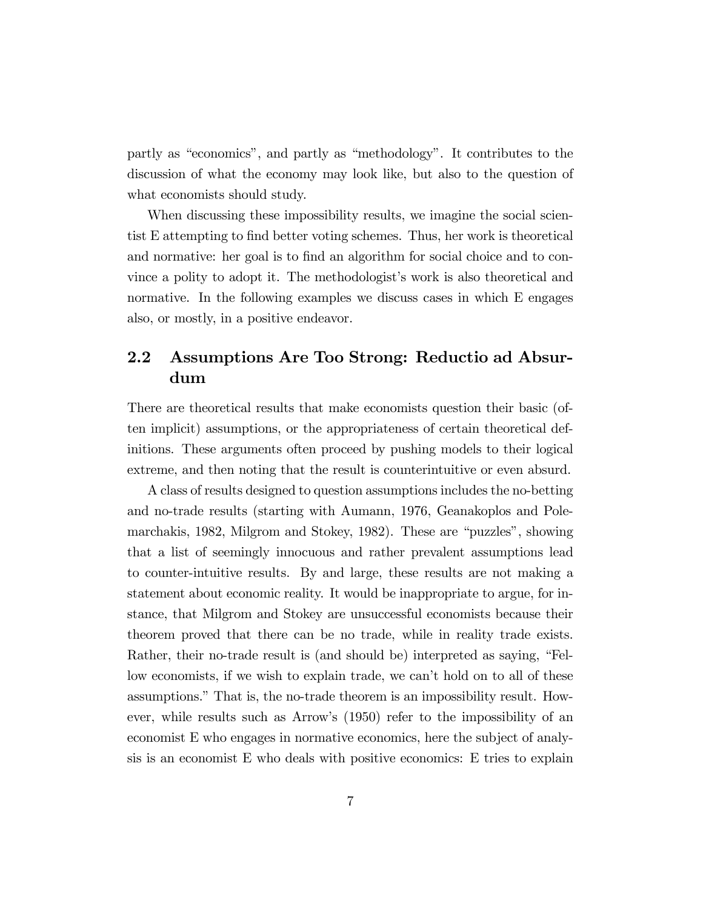partly as "economics", and partly as "methodology". It contributes to the discussion of what the economy may look like, but also to the question of what economists should study.

When discussing these impossibility results, we imagine the social scientist E attempting to find better voting schemes. Thus, her work is theoretical and normative: her goal is to find an algorithm for social choice and to convince a polity to adopt it. The methodologist's work is also theoretical and normative. In the following examples we discuss cases in which E engages also, or mostly, in a positive endeavor.

## 2.2 Assumptions Are Too Strong: Reductio ad Absurdum

There are theoretical results that make economists question their basic (often implicit) assumptions, or the appropriateness of certain theoretical definitions. These arguments often proceed by pushing models to their logical extreme, and then noting that the result is counterintuitive or even absurd.

A class of results designed to question assumptions includes the no-betting and no-trade results (starting with Aumann, 1976, Geanakoplos and Polemarchakis, 1982, Milgrom and Stokey, 1982). These are "puzzles", showing that a list of seemingly innocuous and rather prevalent assumptions lead to counter-intuitive results. By and large, these results are not making a statement about economic reality. It would be inappropriate to argue, for instance, that Milgrom and Stokey are unsuccessful economists because their theorem proved that there can be no trade, while in reality trade exists. Rather, their no-trade result is (and should be) interpreted as saying, "Fellow economists, if we wish to explain trade, we can't hold on to all of these assumptions." That is, the no-trade theorem is an impossibility result. However, while results such as Arrow's (1950) refer to the impossibility of an economist E who engages in normative economics, here the subject of analysis is an economist E who deals with positive economics: E tries to explain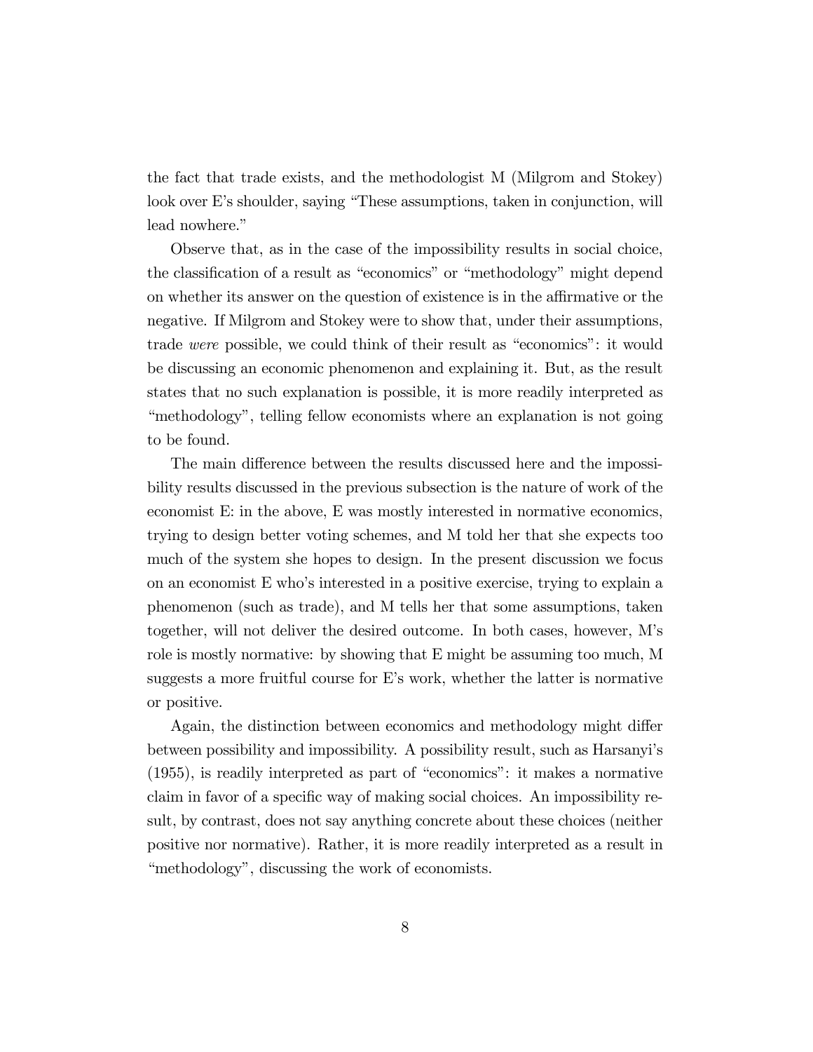the fact that trade exists, and the methodologist M (Milgrom and Stokey) look over E's shoulder, saying "These assumptions, taken in conjunction, will lead nowhere."

Observe that, as in the case of the impossibility results in social choice, the classification of a result as "economics" or "methodology" might depend on whether its answer on the question of existence is in the affirmative or the negative. If Milgrom and Stokey were to show that, under their assumptions, trade *were* possible, we could think of their result as "economics": it would be discussing an economic phenomenon and explaining it. But, as the result states that no such explanation is possible, it is more readily interpreted as "methodology", telling fellow economists where an explanation is not going to be found.

The main difference between the results discussed here and the impossibility results discussed in the previous subsection is the nature of work of the economist E: in the above, E was mostly interested in normative economics, trying to design better voting schemes, and M told her that she expects too much of the system she hopes to design. In the present discussion we focus on an economist E who's interested in a positive exercise, trying to explain a phenomenon (such as trade), and M tells her that some assumptions, taken together, will not deliver the desired outcome. In both cases, however, M's role is mostly normative: by showing that E might be assuming too much, M suggests a more fruitful course for E's work, whether the latter is normative or positive.

Again, the distinction between economics and methodology might differ between possibility and impossibility. A possibility result, such as Harsanyi's (1955), is readily interpreted as part of "economics": it makes a normative claim in favor of a specific way of making social choices. An impossibility result, by contrast, does not say anything concrete about these choices (neither positive nor normative). Rather, it is more readily interpreted as a result in "methodology", discussing the work of economists.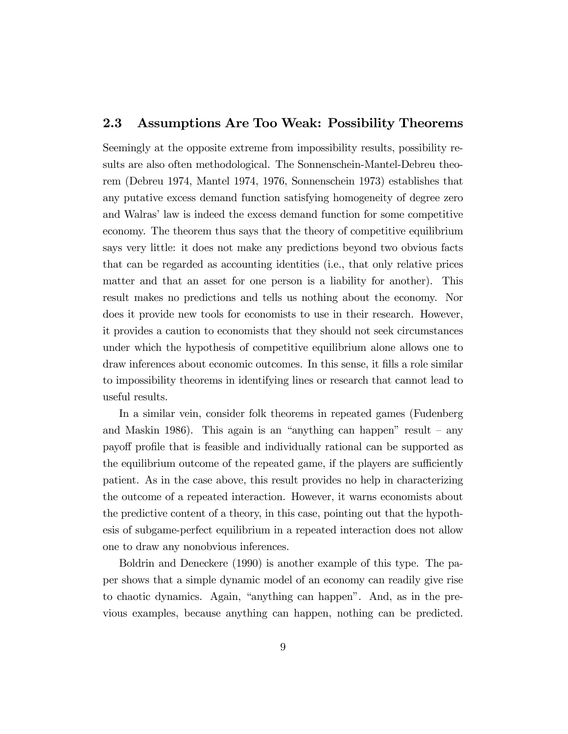## 2.3 Assumptions Are Too Weak: Possibility Theorems

Seemingly at the opposite extreme from impossibility results, possibility results are also often methodological. The Sonnenschein-Mantel-Debreu theorem (Debreu 1974, Mantel 1974, 1976, Sonnenschein 1973) establishes that any putative excess demand function satisfying homogeneity of degree zero and Walras' law is indeed the excess demand function for some competitive economy. The theorem thus says that the theory of competitive equilibrium says very little: it does not make any predictions beyond two obvious facts that can be regarded as accounting identities (i.e., that only relative prices matter and that an asset for one person is a liability for another). This result makes no predictions and tells us nothing about the economy. Nor does it provide new tools for economists to use in their research. However, it provides a caution to economists that they should not seek circumstances under which the hypothesis of competitive equilibrium alone allows one to draw inferences about economic outcomes. In this sense, it fills a role similar to impossibility theorems in identifying lines or research that cannot lead to useful results.

In a similar vein, consider folk theorems in repeated games (Fudenberg and Maskin 1986). This again is an "anything can happen" result – any payoff profile that is feasible and individually rational can be supported as the equilibrium outcome of the repeated game, if the players are sufficiently patient. As in the case above, this result provides no help in characterizing the outcome of a repeated interaction. However, it warns economists about the predictive content of a theory, in this case, pointing out that the hypothesis of subgame-perfect equilibrium in a repeated interaction does not allow one to draw any nonobvious inferences.

Boldrin and Deneckere (1990) is another example of this type. The paper shows that a simple dynamic model of an economy can readily give rise to chaotic dynamics. Again, "anything can happen". And, as in the previous examples, because anything can happen, nothing can be predicted.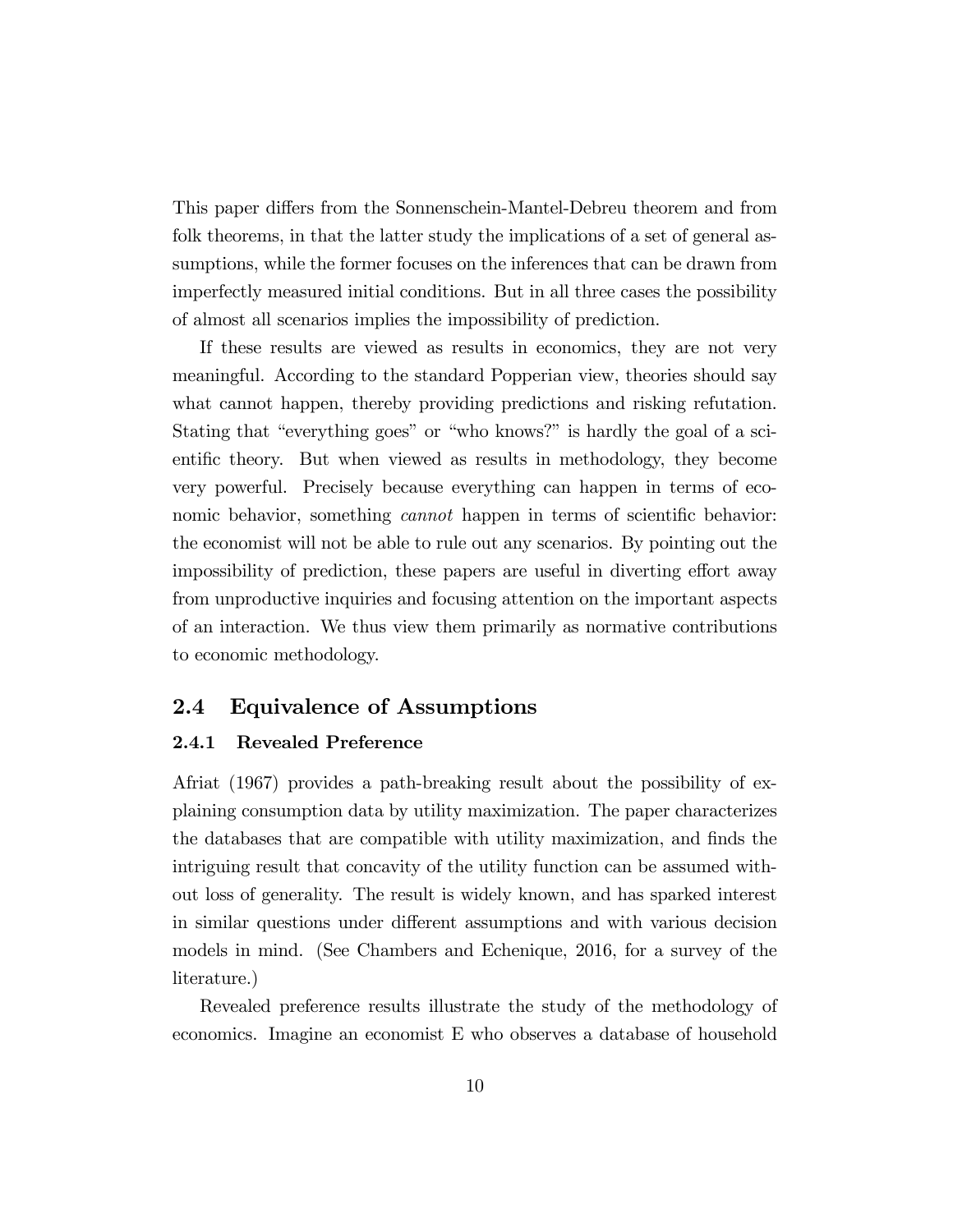This paper differs from the Sonnenschein-Mantel-Debreu theorem and from folk theorems, in that the latter study the implications of a set of general assumptions, while the former focuses on the inferences that can be drawn from imperfectly measured initial conditions. But in all three cases the possibility of almost all scenarios implies the impossibility of prediction.

If these results are viewed as results in economics, they are not very meaningful. According to the standard Popperian view, theories should say what cannot happen, thereby providing predictions and risking refutation. Stating that "everything goes" or "who knows?" is hardly the goal of a scientific theory. But when viewed as results in methodology, they become very powerful. Precisely because everything can happen in terms of economic behavior, something *cannot* happen in terms of scientific behavior: the economist will not be able to rule out any scenarios. By pointing out the impossibility of prediction, these papers are useful in diverting effort away from unproductive inquiries and focusing attention on the important aspects of an interaction. We thus view them primarily as normative contributions to economic methodology.

## 2.4 Equivalence of Assumptions

### 2.4.1 Revealed Preference

Afriat (1967) provides a path-breaking result about the possibility of explaining consumption data by utility maximization. The paper characterizes the databases that are compatible with utility maximization, and finds the intriguing result that concavity of the utility function can be assumed without loss of generality. The result is widely known, and has sparked interest in similar questions under different assumptions and with various decision models in mind. (See Chambers and Echenique, 2016, for a survey of the literature.)

Revealed preference results illustrate the study of the methodology of economics. Imagine an economist E who observes a database of household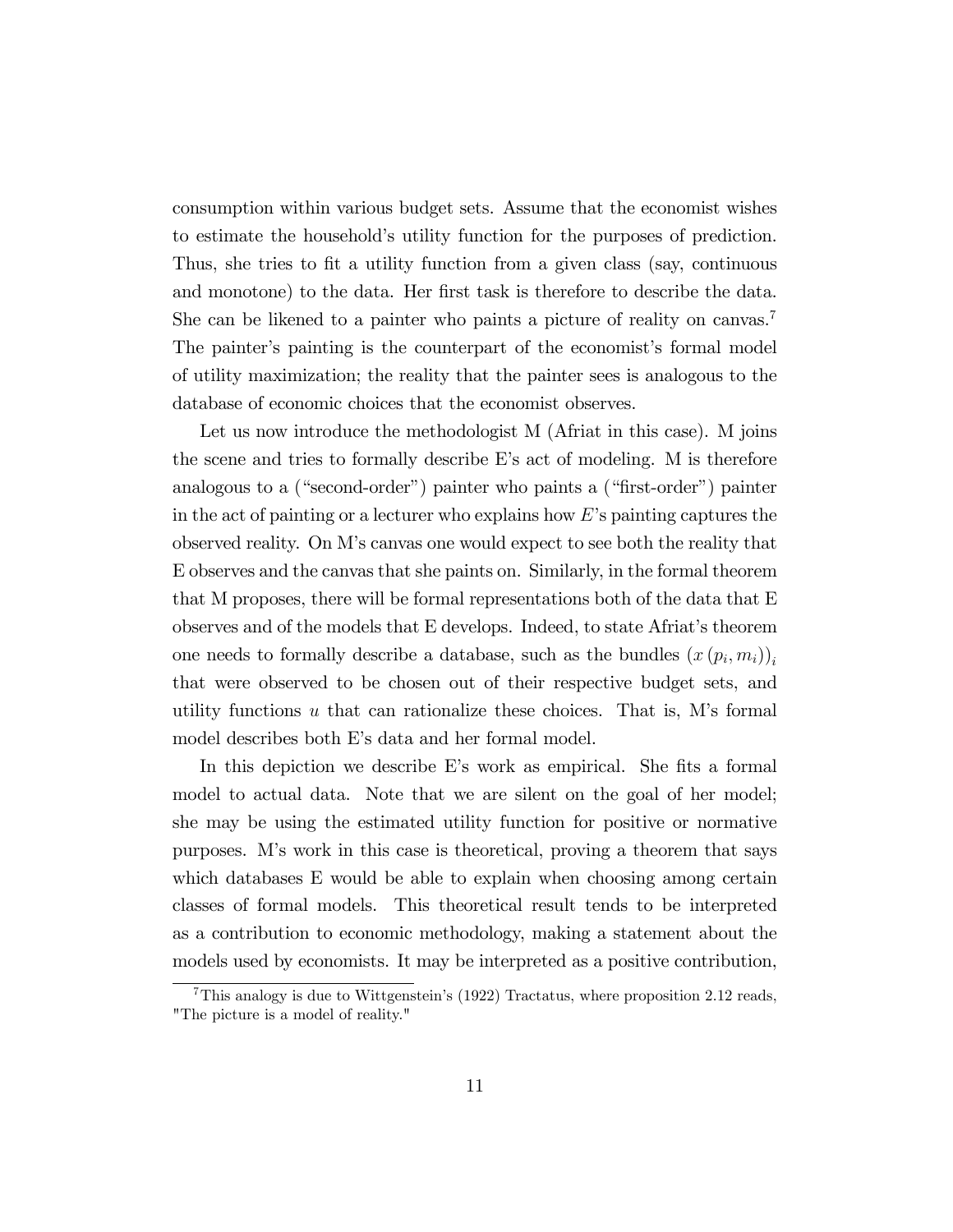consumption within various budget sets. Assume that the economist wishes to estimate the household's utility function for the purposes of prediction. Thus, she tries to fit a utility function from a given class (say, continuous and monotone) to the data. Her first task is therefore to describe the data. She can be likened to a painter who paints a picture of reality on canvas.[7] The painter's painting is the counterpart of the economist's formal model of utility maximization; the reality that the painter sees is analogous to the database of economic choices that the economist observes.

Let us now introduce the methodologist M (Afriat in this case). M joins the scene and tries to formally describe E's act of modeling. M is therefore analogous to a ("second-order") painter who paints a ("first-order") painter in the act of painting or a lecturer who explains how $E$'s painting captures the observed reality. On M's canvas one would expect to see both the reality that E observes and the canvas that she paints on. Similarly, in the formal theorem that M proposes, there will be formal representations both of the data that E observes and of the models that E develops. Indeed, to state Afriat's theorem one needs to formally describe a database, such as the bundles $(x(p_i, m_i))_i$ that were observed to be chosen out of their respective budget sets, and utility functions $u$ that can rationalize these choices. That is, M's formal model describes both E's data and her formal model.

In this depiction we describe E's work as empirical. She fits a formal model to actual data. Note that we are silent on the goal of her model; she may be using the estimated utility function for positive or normative purposes. M's work in this case is theoretical, proving a theorem that says which databases E would be able to explain when choosing among certain classes of formal models. This theoretical result tends to be interpreted as a contribution to economic methodology, making a statement about the models used by economists. It may be interpreted as a positive contribution,

[7] This analogy is due to Wittgenstein's (1922) Tractatus, where proposition 2.12 reads, "The picture is a model of reality."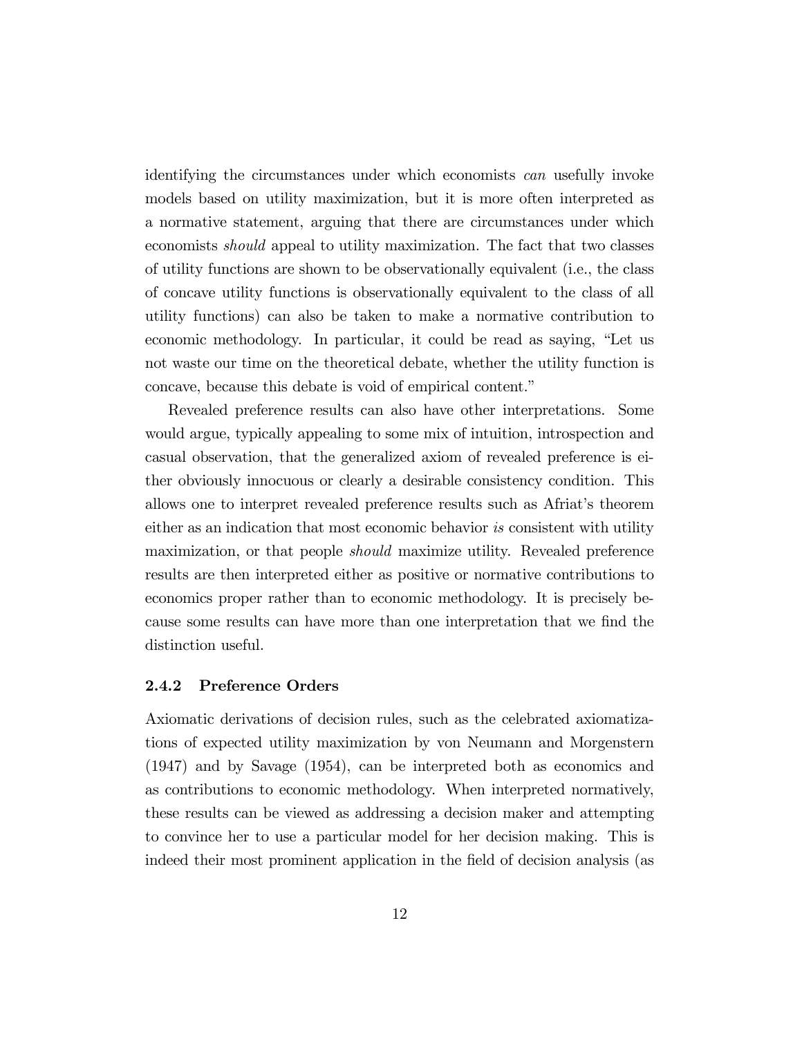identifying the circumstances under which economists *can* usefully invoke models based on utility maximization, but it is more often interpreted as a normative statement, arguing that there are circumstances under which economists *should* appeal to utility maximization. The fact that two classes of utility functions are shown to be observationally equivalent (i.e., the class of concave utility functions is observationally equivalent to the class of all utility functions) can also be taken to make a normative contribution to economic methodology. In particular, it could be read as saying, "Let us not waste our time on the theoretical debate, whether the utility function is concave, because this debate is void of empirical content."

Revealed preference results can also have other interpretations. Some would argue, typically appealing to some mix of intuition, introspection and casual observation, that the generalized axiom of revealed preference is either obviously innocuous or clearly a desirable consistency condition. This allows one to interpret revealed preference results such as Afriat's theorem either as an indication that most economic behavior *is* consistent with utility maximization, or that people *should* maximize utility. Revealed preference results are then interpreted either as positive or normative contributions to economics proper rather than to economic methodology. It is precisely because some results can have more than one interpretation that we find the distinction useful.

### 2.4.2 Preference Orders

Axiomatic derivations of decision rules, such as the celebrated axiomatizations of expected utility maximization by von Neumann and Morgenstern (1947) and by Savage (1954), can be interpreted both as economics and as contributions to economic methodology. When interpreted normatively, these results can be viewed as addressing a decision maker and attempting to convince her to use a particular model for her decision making. This is indeed their most prominent application in the field of decision analysis (as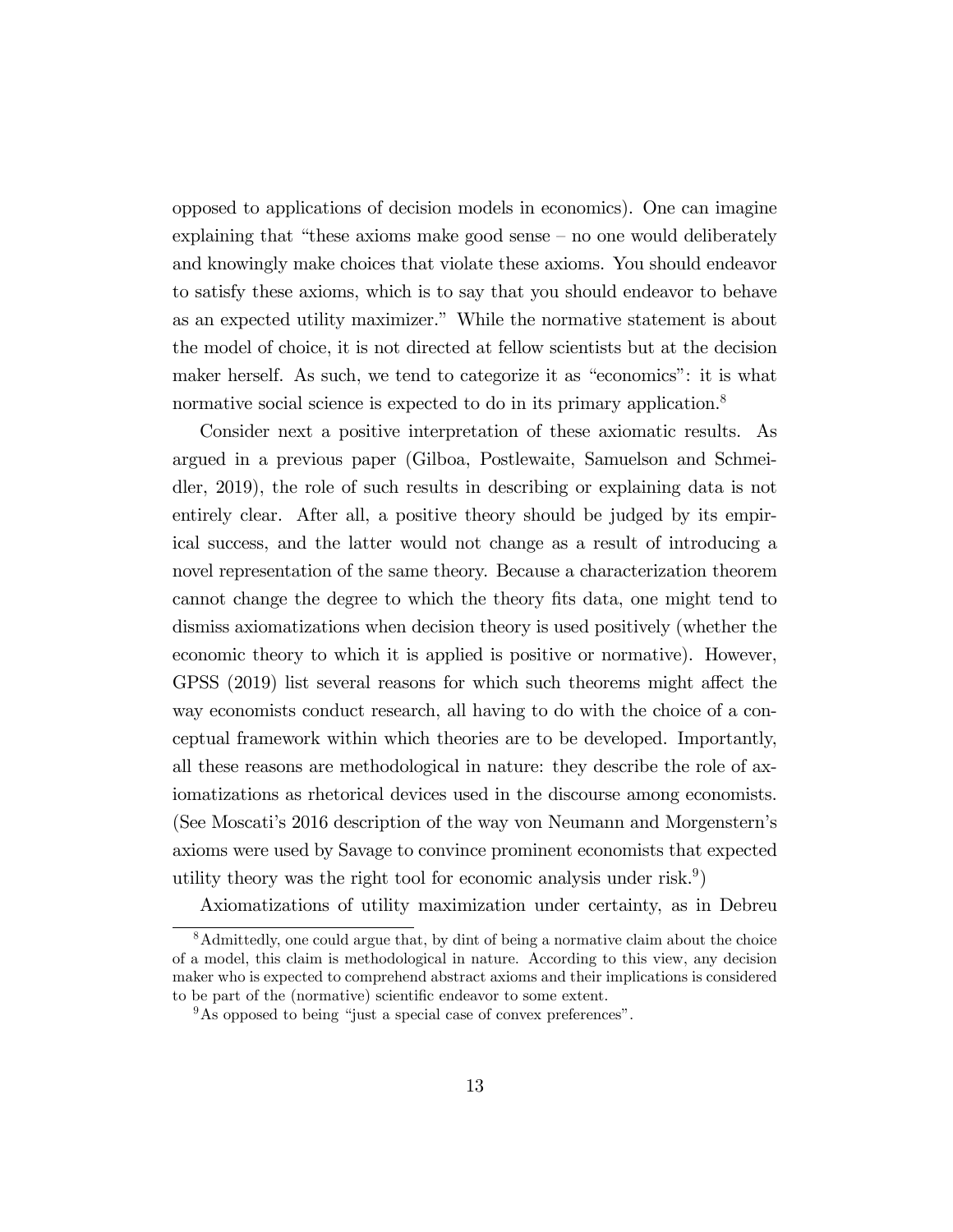opposed to applications of decision models in economics). One can imagine explaining that "these axioms make good sense – no one would deliberately and knowingly make choices that violate these axioms. You should endeavor to satisfy these axioms, which is to say that you should endeavor to behave as an expected utility maximizer." While the normative statement is about the model of choice, it is not directed at fellow scientists but at the decision maker herself. As such, we tend to categorize it as "economics": it is what normative social science is expected to do in its primary application.[8]

Consider next a positive interpretation of these axiomatic results. As argued in a previous paper (Gilboa, Postlewaite, Samuelson and Schmeidler, 2019), the role of such results in describing or explaining data is not entirely clear. After all, a positive theory should be judged by its empirical success, and the latter would not change as a result of introducing a novel representation of the same theory. Because a characterization theorem cannot change the degree to which the theory fits data, one might tend to dismiss axiomatizations when decision theory is used positively (whether the economic theory to which it is applied is positive or normative). However, GPSS (2019) list several reasons for which such theorems might affect the way economists conduct research, all having to do with the choice of a conceptual framework within which theories are to be developed. Importantly, all these reasons are methodological in nature: they describe the role of axiomatizations as rhetorical devices used in the discourse among economists. (See Moscati's 2016 description of the way von Neumann and Morgenstern's axioms were used by Savage to convince prominent economists that expected utility theory was the right tool for economic analysis under risk.[9])

Axiomatizations of utility maximization under certainty, as in Debreu

---

[8] Admittedly, one could argue that, by dint of being a normative claim about the choice of a model, this claim is methodological in nature. According to this view, any decision maker who is expected to comprehend abstract axioms and their implications is considered to be part of the (normative) scientific endeavor to some extent.

[9] As opposed to being "just a special case of convex preferences".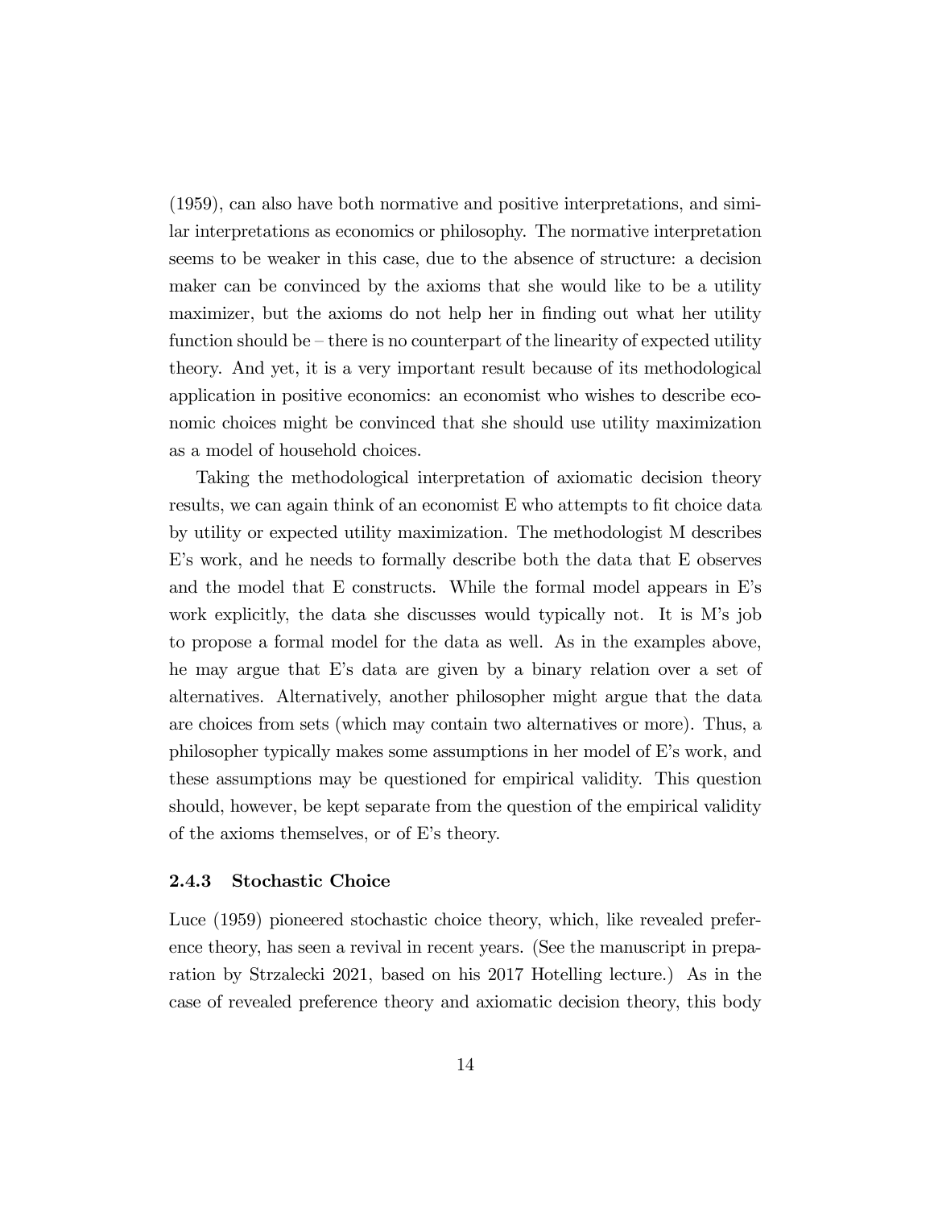(1959), can also have both normative and positive interpretations, and similar interpretations as economics or philosophy. The normative interpretation seems to be weaker in this case, due to the absence of structure: a decision maker can be convinced by the axioms that she would like to be a utility maximizer, but the axioms do not help her in finding out what her utility function should be – there is no counterpart of the linearity of expected utility theory. And yet, it is a very important result because of its methodological application in positive economics: an economist who wishes to describe economic choices might be convinced that she should use utility maximization as a model of household choices.

Taking the methodological interpretation of axiomatic decision theory results, we can again think of an economist E who attempts to fit choice data by utility or expected utility maximization. The methodologist M describes E's work, and he needs to formally describe both the data that E observes and the model that E constructs. While the formal model appears in E's work explicitly, the data she discusses would typically not. It is M's job to propose a formal model for the data as well. As in the examples above, he may argue that E's data are given by a binary relation over a set of alternatives. Alternatively, another philosopher might argue that the data are choices from sets (which may contain two alternatives or more). Thus, a philosopher typically makes some assumptions in her model of E's work, and these assumptions may be questioned for empirical validity. This question should, however, be kept separate from the question of the empirical validity of the axioms themselves, or of E's theory.

### 2.4.3 Stochastic Choice

Luce (1959) pioneered stochastic choice theory, which, like revealed preference theory, has seen a revival in recent years. (See the manuscript in preparation by Strzalecki 2021, based on his 2017 Hotelling lecture.) As in the case of revealed preference theory and axiomatic decision theory, this body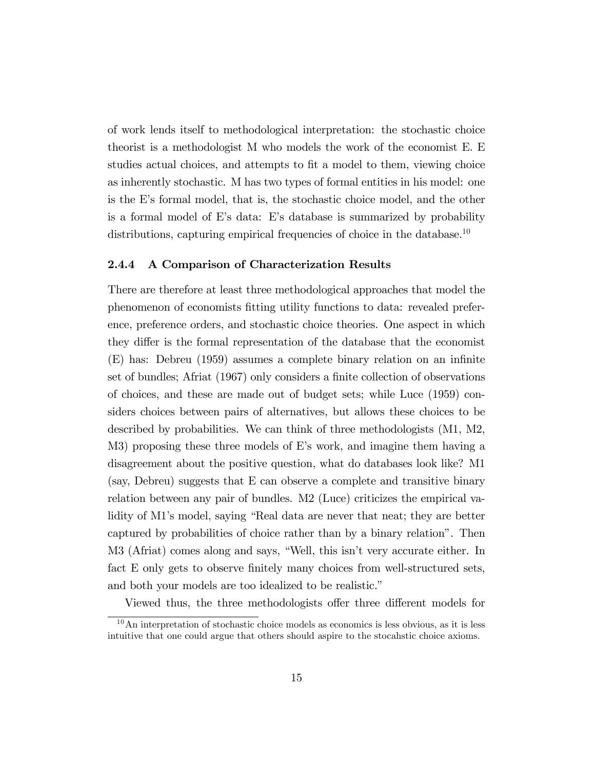of work lends itself to methodological interpretation: the stochastic choice theorist is a methodologist M who models the work of the economist E. E studies actual choices, and attempts to fit a model to them, viewing choice as inherently stochastic. M has two types of formal entities in his model: one is the E's formal model, that is, the stochastic choice model, and the other is a formal model of E's data: E's database is summarized by probability distributions, capturing empirical frequencies of choice in the database.[10]

#### 2.4.4 A Comparison of Characterization Results

There are therefore at least three methodological approaches that model the phenomenon of economists fitting utility functions to data: revealed preference, preference orders, and stochastic choice theories. One aspect in which they differ is the formal representation of the database that the economist (E) has: Debreu (1959) assumes a complete binary relation on an infinite set of bundles; Afriat (1967) only considers a finite collection of observations of choices, and these are made out of budget sets; while Luce (1959) considers choices between pairs of alternatives, but allows these choices to be described by probabilities. We can think of three methodologists (M1, M2, M3) proposing these three models of E's work, and imagine them having a disagreement about the positive question, what do databases look like? M1 (say, Debreu) suggests that E can observe a complete and transitive binary relation between any pair of bundles. M2 (Luce) criticizes the empirical validity of M1's model, saying "Real data are never that neat; they are better captured by probabilities of choice rather than by a binary relation". Then M3 (Afriat) comes along and says, "Well, this isn't very accurate either. In fact E only gets to observe finitely many choices from well-structured sets, and both your models are too idealized to be realistic."

Viewed thus, the three methodologists offer three different models for

[10] An interpretation of stochastic choice models as economics is less obvious, as it is less intuitive that one could argue that others should aspire to the stocahstic choice axioms.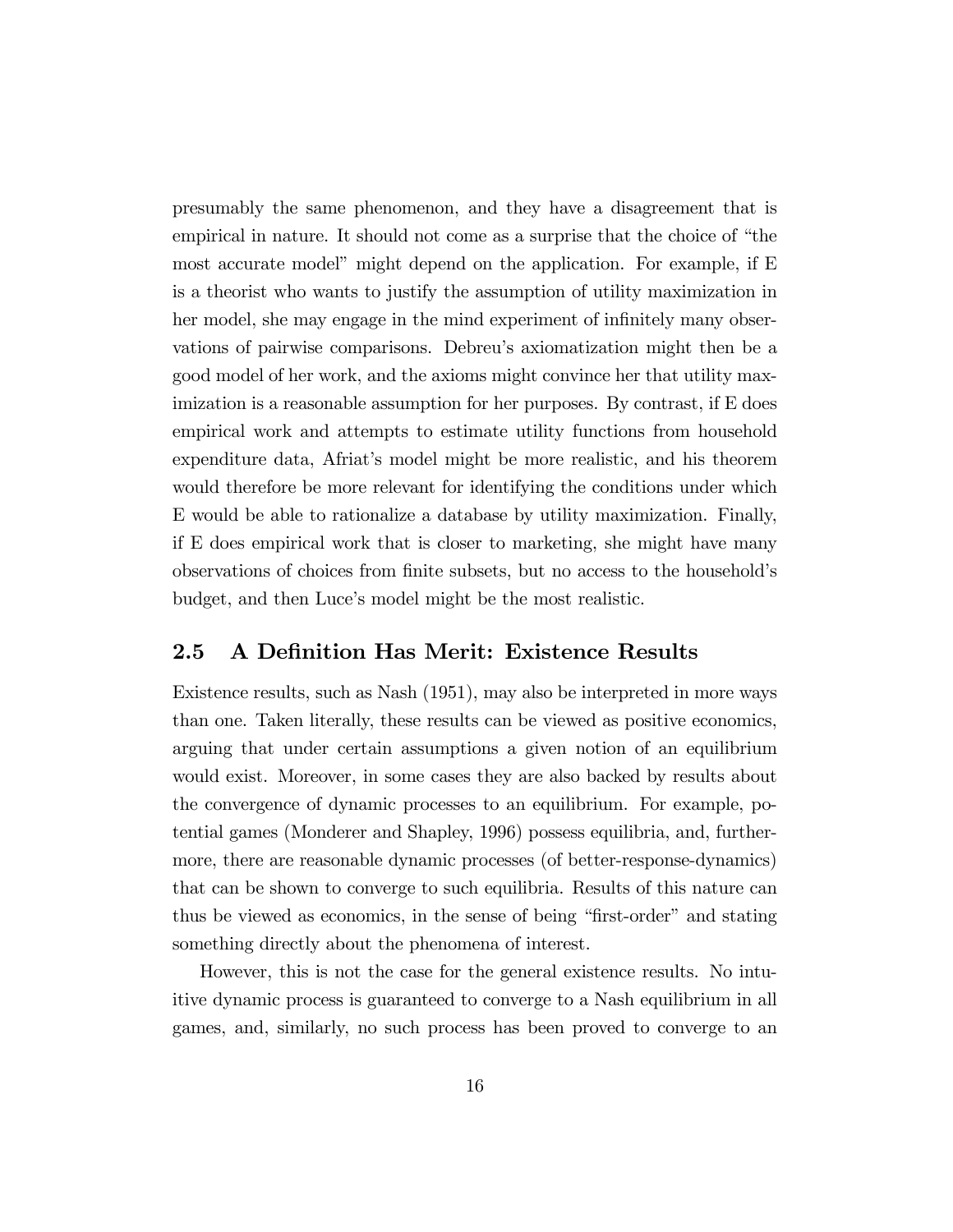presumably the same phenomenon, and they have a disagreement that is empirical in nature. It should not come as a surprise that the choice of "the most accurate model" might depend on the application. For example, if E is a theorist who wants to justify the assumption of utility maximization in her model, she may engage in the mind experiment of infinitely many observations of pairwise comparisons. Debreu's axiomatization might then be a good model of her work, and the axioms might convince her that utility maximization is a reasonable assumption for her purposes. By contrast, if E does empirical work and attempts to estimate utility functions from household expenditure data, Afriat's model might be more realistic, and his theorem would therefore be more relevant for identifying the conditions under which E would be able to rationalize a database by utility maximization. Finally, if E does empirical work that is closer to marketing, she might have many observations of choices from finite subsets, but no access to the household's budget, and then Luce's model might be the most realistic.

## 2.5 A Definition Has Merit: Existence Results

Existence results, such as Nash (1951), may also be interpreted in more ways than one. Taken literally, these results can be viewed as positive economics, arguing that under certain assumptions a given notion of an equilibrium would exist. Moreover, in some cases they are also backed by results about the convergence of dynamic processes to an equilibrium. For example, potential games (Monderer and Shapley, 1996) possess equilibria, and, furthermore, there are reasonable dynamic processes (of better-response-dynamics) that can be shown to converge to such equilibria. Results of this nature can thus be viewed as economics, in the sense of being "first-order" and stating something directly about the phenomena of interest.

However, this is not the case for the general existence results. No intuitive dynamic process is guaranteed to converge to a Nash equilibrium in all games, and, similarly, no such process has been proved to converge to an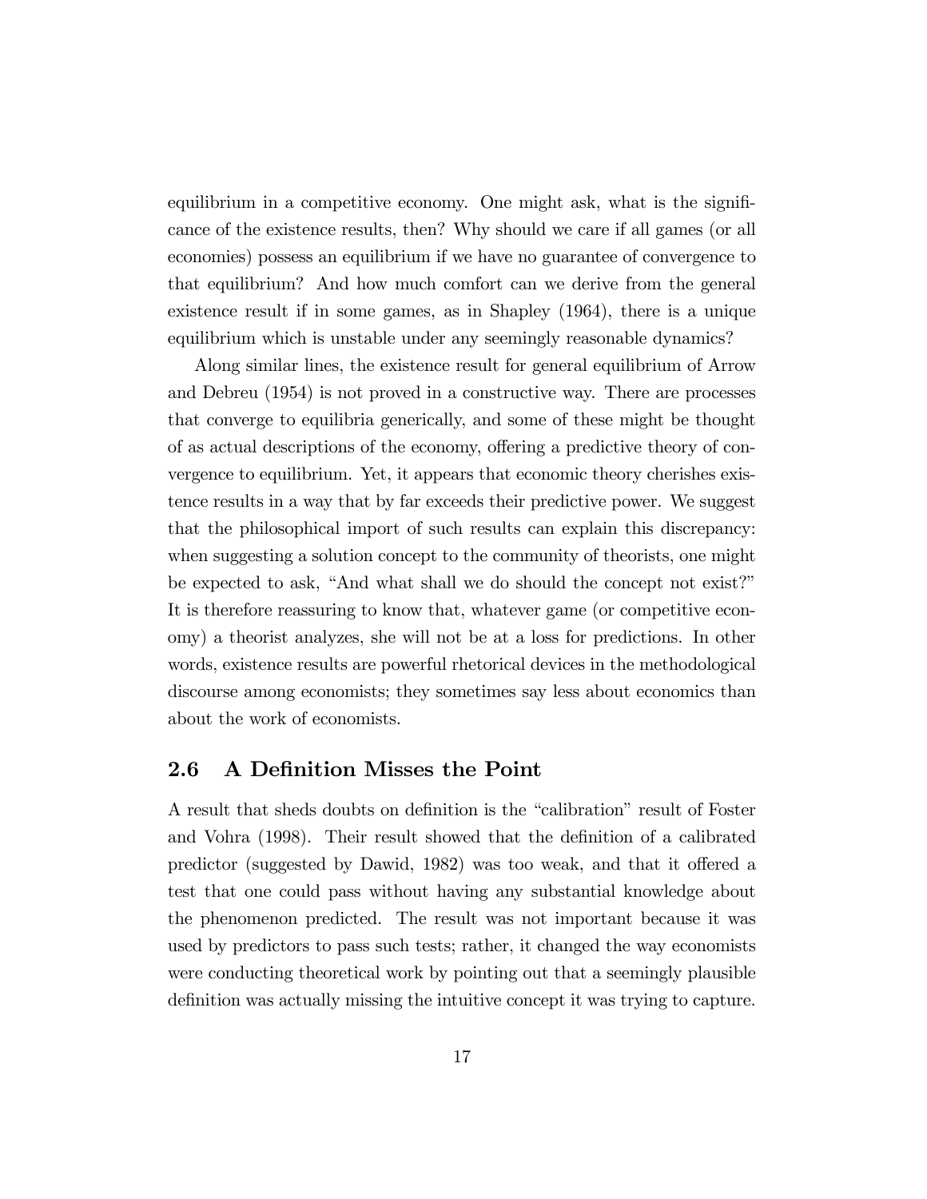equilibrium in a competitive economy. One might ask, what is the significance of the existence results, then? Why should we care if all games (or all economies) possess an equilibrium if we have no guarantee of convergence to that equilibrium? And how much comfort can we derive from the general existence result if in some games, as in Shapley (1964), there is a unique equilibrium which is unstable under any seemingly reasonable dynamics?

Along similar lines, the existence result for general equilibrium of Arrow and Debreu (1954) is not proved in a constructive way. There are processes that converge to equilibria generically, and some of these might be thought of as actual descriptions of the economy, offering a predictive theory of convergence to equilibrium. Yet, it appears that economic theory cherishes existence results in a way that by far exceeds their predictive power. We suggest that the philosophical import of such results can explain this discrepancy: when suggesting a solution concept to the community of theorists, one might be expected to ask, "And what shall we do should the concept not exist?" It is therefore reassuring to know that, whatever game (or competitive economy) a theorist analyzes, she will not be at a loss for predictions. In other words, existence results are powerful rhetorical devices in the methodological discourse among economists; they sometimes say less about economics than about the work of economists.

## 2.6 A Definition Misses the Point

A result that sheds doubts on definition is the "calibration" result of Foster and Vohra (1998). Their result showed that the definition of a calibrated predictor (suggested by Dawid, 1982) was too weak, and that it offered a test that one could pass without having any substantial knowledge about the phenomenon predicted. The result was not important because it was used by predictors to pass such tests; rather, it changed the way economists were conducting theoretical work by pointing out that a seemingly plausible definition was actually missing the intuitive concept it was trying to capture.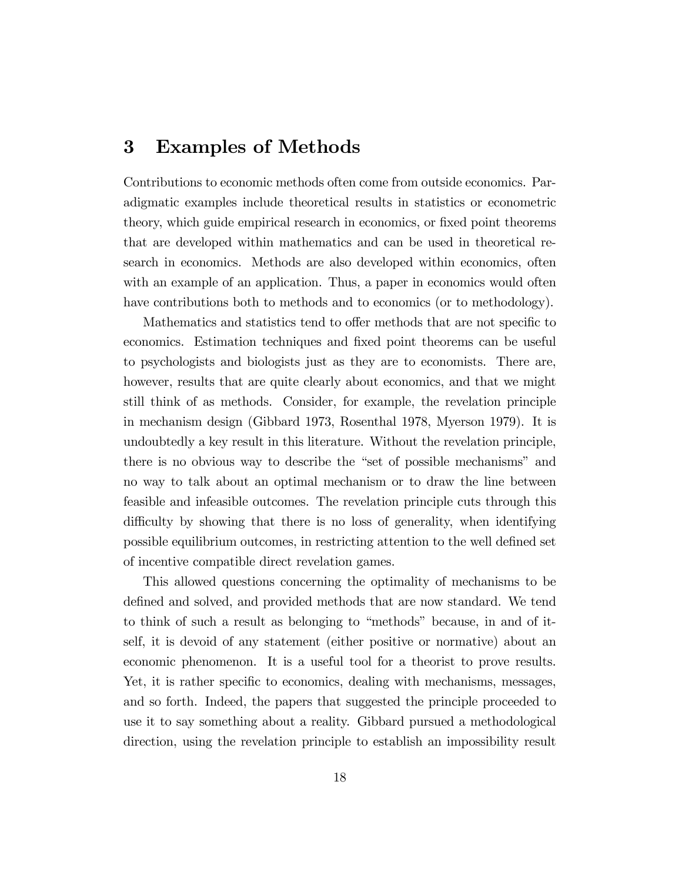## 3 Examples of Methods

Contributions to economic methods often come from outside economics. Paradigmatic examples include theoretical results in statistics or econometric theory, which guide empirical research in economics, or fixed point theorems that are developed within mathematics and can be used in theoretical research in economics. Methods are also developed within economics, often with an example of an application. Thus, a paper in economics would often have contributions both to methods and to economics (or to methodology).

Mathematics and statistics tend to offer methods that are not specific to economics. Estimation techniques and fixed point theorems can be useful to psychologists and biologists just as they are to economists. There are, however, results that are quite clearly about economics, and that we might still think of as methods. Consider, for example, the revelation principle in mechanism design (Gibbard 1973, Rosenthal 1978, Myerson 1979). It is undoubtedly a key result in this literature. Without the revelation principle, there is no obvious way to describe the "set of possible mechanisms" and no way to talk about an optimal mechanism or to draw the line between feasible and infeasible outcomes. The revelation principle cuts through this difficulty by showing that there is no loss of generality, when identifying possible equilibrium outcomes, in restricting attention to the well defined set of incentive compatible direct revelation games.

This allowed questions concerning the optimality of mechanisms to be defined and solved, and provided methods that are now standard. We tend to think of such a result as belonging to "methods" because, in and of itself, it is devoid of any statement (either positive or normative) about an economic phenomenon. It is a useful tool for a theorist to prove results. Yet, it is rather specific to economics, dealing with mechanisms, messages, and so forth. Indeed, the papers that suggested the principle proceeded to use it to say something about a reality. Gibbard pursued a methodological direction, using the revelation principle to establish an impossibility result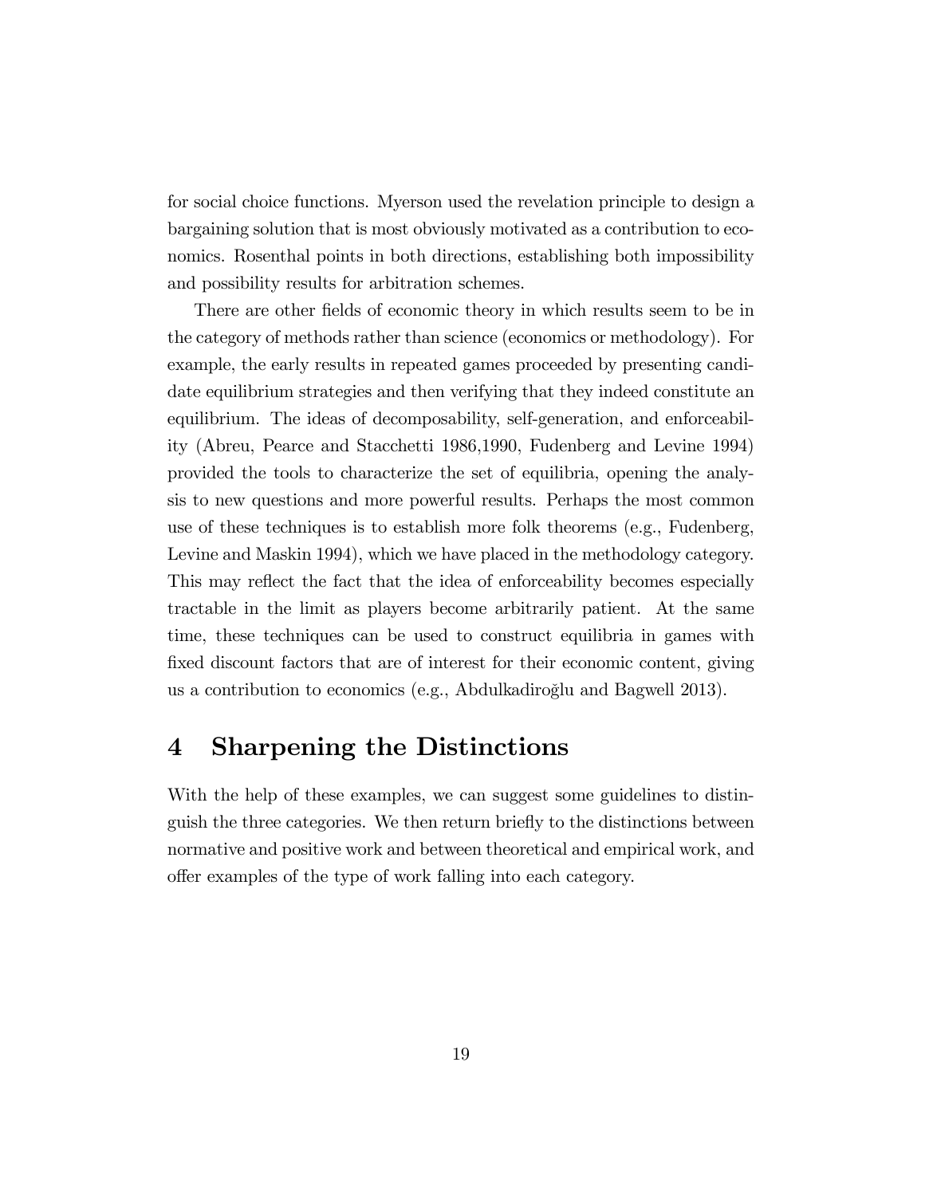for social choice functions. Myerson used the revelation principle to design a bargaining solution that is most obviously motivated as a contribution to economics. Rosenthal points in both directions, establishing both impossibility and possibility results for arbitration schemes.

There are other fields of economic theory in which results seem to be in the category of methods rather than science (economics or methodology). For example, the early results in repeated games proceeded by presenting candidate equilibrium strategies and then verifying that they indeed constitute an equilibrium. The ideas of decomposability, self-generation, and enforceability (Abreu, Pearce and Stacchetti 1986,1990, Fudenberg and Levine 1994) provided the tools to characterize the set of equilibria, opening the analysis to new questions and more powerful results. Perhaps the most common use of these techniques is to establish more folk theorems (e.g., Fudenberg, Levine and Maskin 1994), which we have placed in the methodology category. This may reflect the fact that the idea of enforceability becomes especially tractable in the limit as players become arbitrarily patient. At the same time, these techniques can be used to construct equilibria in games with fixed discount factors that are of interest for their economic content, giving us a contribution to economics (e.g., Abdulkadiroğlu and Bagwell 2013).

# 4 Sharpening the Distinctions

With the help of these examples, we can suggest some guidelines to distinguish the three categories. We then return briefly to the distinctions between normative and positive work and between theoretical and empirical work, and offer examples of the type of work falling into each category.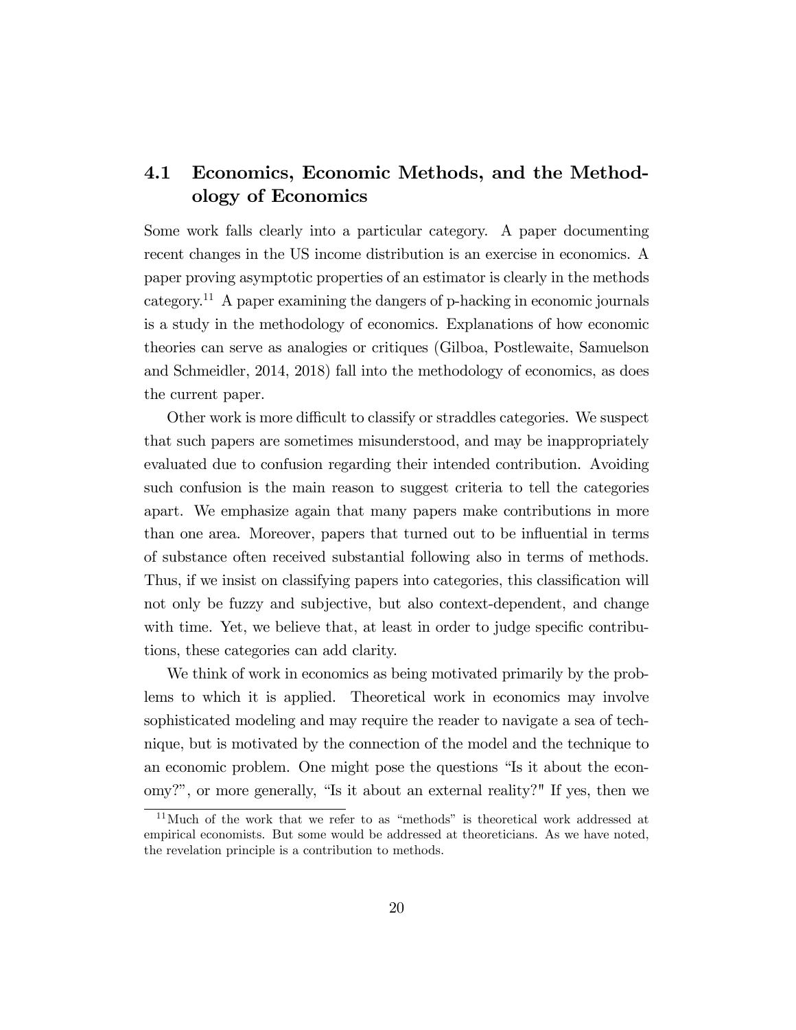## 4.1 Economics, Economic Methods, and the Methodology of Economics

Some work falls clearly into a particular category. A paper documenting recent changes in the US income distribution is an exercise in economics. A paper proving asymptotic properties of an estimator is clearly in the methods category.[11] A paper examining the dangers of p-hacking in economic journals is a study in the methodology of economics. Explanations of how economic theories can serve as analogies or critiques (Gilboa, Postlewaite, Samuelson and Schmeidler, 2014, 2018) fall into the methodology of economics, as does the current paper.

Other work is more difficult to classify or straddles categories. We suspect that such papers are sometimes misunderstood, and may be inappropriately evaluated due to confusion regarding their intended contribution. Avoiding such confusion is the main reason to suggest criteria to tell the categories apart. We emphasize again that many papers make contributions in more than one area. Moreover, papers that turned out to be influential in terms of substance often received substantial following also in terms of methods. Thus, if we insist on classifying papers into categories, this classification will not only be fuzzy and subjective, but also context-dependent, and change with time. Yet, we believe that, at least in order to judge specific contributions, these categories can add clarity.

We think of work in economics as being motivated primarily by the problems to which it is applied. Theoretical work in economics may involve sophisticated modeling and may require the reader to navigate a sea of technique, but is motivated by the connection of the model and the technique to an economic problem. One might pose the questions "Is it about the economy?", or more generally, "Is it about an external reality?" If yes, then we

[11] Much of the work that we refer to as "methods" is theoretical work addressed at empirical economists. But some would be addressed at theoreticians. As we have noted, the revelation principle is a contribution to methods.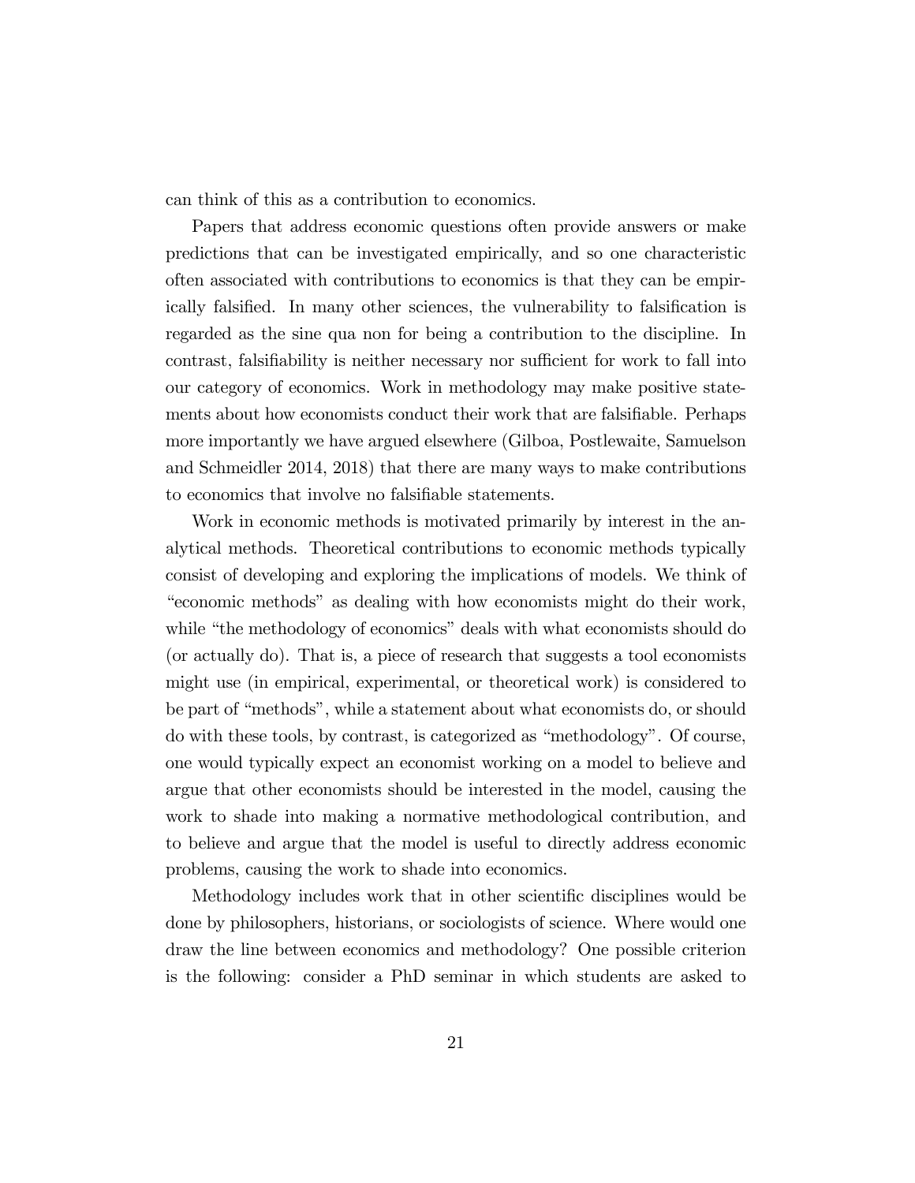can think of this as a contribution to economics.

Papers that address economic questions often provide answers or make predictions that can be investigated empirically, and so one characteristic often associated with contributions to economics is that they can be empirically falsified. In many other sciences, the vulnerability to falsification is regarded as the sine qua non for being a contribution to the discipline. In contrast, falsifiability is neither necessary nor sufficient for work to fall into our category of economics. Work in methodology may make positive statements about how economists conduct their work that are falsifiable. Perhaps more importantly we have argued elsewhere (Gilboa, Postlewaite, Samuelson and Schmeidler 2014, 2018) that there are many ways to make contributions to economics that involve no falsifiable statements.

Work in economic methods is motivated primarily by interest in the analytical methods. Theoretical contributions to economic methods typically consist of developing and exploring the implications of models. We think of "economic methods" as dealing with how economists might do their work, while "the methodology of economics" deals with what economists should do (or actually do). That is, a piece of research that suggests a tool economists might use (in empirical, experimental, or theoretical work) is considered to be part of "methods", while a statement about what economists do, or should do with these tools, by contrast, is categorized as "methodology". Of course, one would typically expect an economist working on a model to believe and argue that other economists should be interested in the model, causing the work to shade into making a normative methodological contribution, and to believe and argue that the model is useful to directly address economic problems, causing the work to shade into economics.

Methodology includes work that in other scientific disciplines would be done by philosophers, historians, or sociologists of science. Where would one draw the line between economics and methodology? One possible criterion is the following: consider a PhD seminar in which students are asked to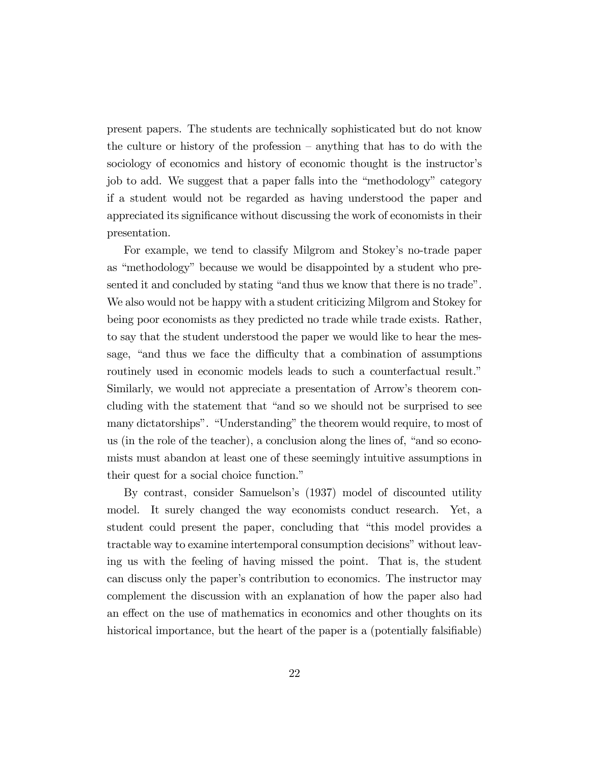present papers. The students are technically sophisticated but do not know the culture or history of the profession – anything that has to do with the sociology of economics and history of economic thought is the instructor's job to add. We suggest that a paper falls into the "methodology" category if a student would not be regarded as having understood the paper and appreciated its significance without discussing the work of economists in their presentation.

For example, we tend to classify Milgrom and Stokey's no-trade paper as "methodology" because we would be disappointed by a student who presented it and concluded by stating "and thus we know that there is no trade". We also would not be happy with a student criticizing Milgrom and Stokey for being poor economists as they predicted no trade while trade exists. Rather, to say that the student understood the paper we would like to hear the message, "and thus we face the difficulty that a combination of assumptions routinely used in economic models leads to such a counterfactual result." Similarly, we would not appreciate a presentation of Arrow's theorem concluding with the statement that "and so we should not be surprised to see many dictatorships". "Understanding" the theorem would require, to most of us (in the role of the teacher), a conclusion along the lines of, "and so economists must abandon at least one of these seemingly intuitive assumptions in their quest for a social choice function."

By contrast, consider Samuelson's (1937) model of discounted utility model. It surely changed the way economists conduct research. Yet, a student could present the paper, concluding that "this model provides a tractable way to examine intertemporal consumption decisions" without leaving us with the feeling of having missed the point. That is, the student can discuss only the paper's contribution to economics. The instructor may complement the discussion with an explanation of how the paper also had an effect on the use of mathematics in economics and other thoughts on its historical importance, but the heart of the paper is a (potentially falsifiable)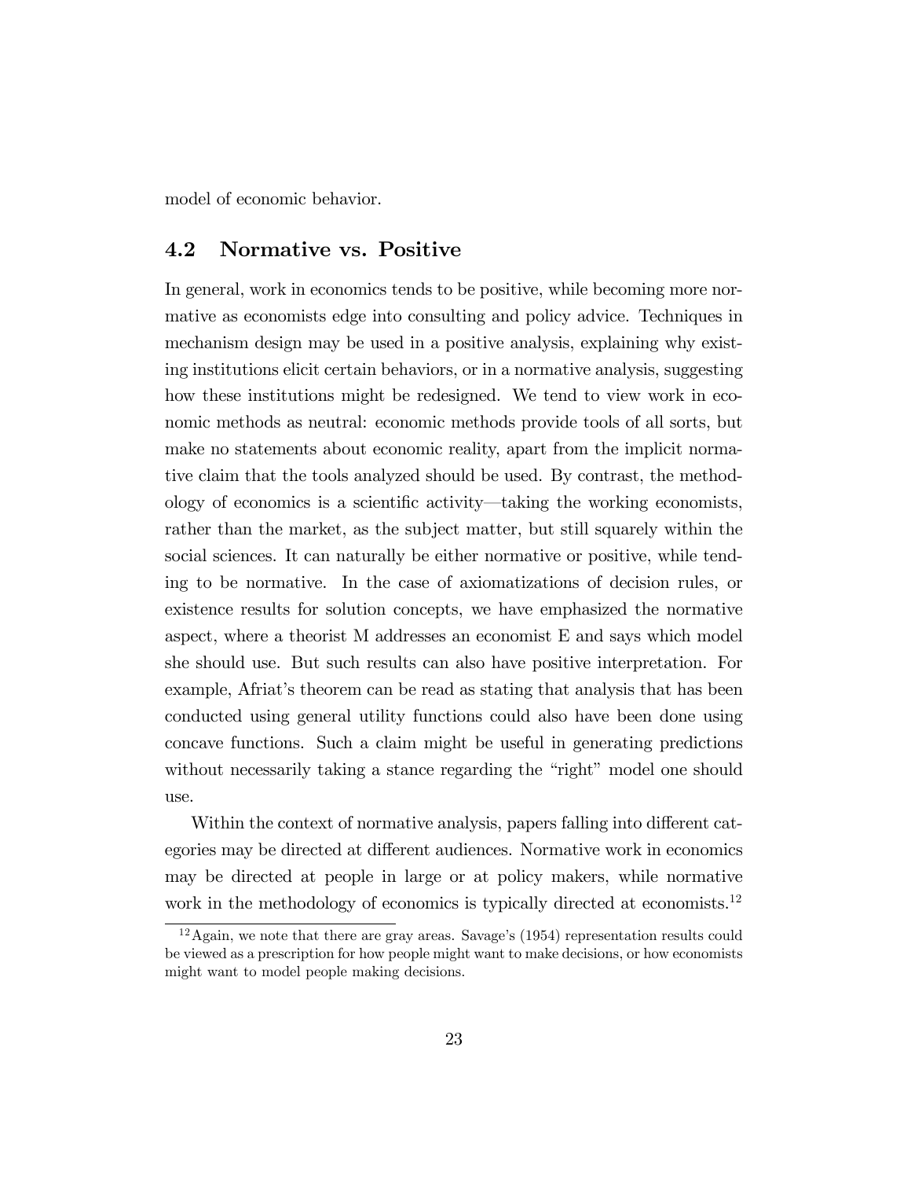model of economic behavior.

## 4.2 Normative vs. Positive

In general, work in economics tends to be positive, while becoming more normative as economists edge into consulting and policy advice. Techniques in mechanism design may be used in a positive analysis, explaining why existing institutions elicit certain behaviors, or in a normative analysis, suggesting how these institutions might be redesigned. We tend to view work in economic methods as neutral: economic methods provide tools of all sorts, but make no statements about economic reality, apart from the implicit normative claim that the tools analyzed should be used. By contrast, the methodology of economics is a scientific activity—taking the working economists, rather than the market, as the subject matter, but still squarely within the social sciences. It can naturally be either normative or positive, while tending to be normative. In the case of axiomatizations of decision rules, or existence results for solution concepts, we have emphasized the normative aspect, where a theorist M addresses an economist E and says which model she should use. But such results can also have positive interpretation. For example, Afriat's theorem can be read as stating that analysis that has been conducted using general utility functions could also have been done using concave functions. Such a claim might be useful in generating predictions without necessarily taking a stance regarding the "right" model one should use.

Within the context of normative analysis, papers falling into different categories may be directed at different audiences. Normative work in economics may be directed at people in large or at policy makers, while normative work in the methodology of economics is typically directed at economists.[12]

[12] Again, we note that there are gray areas. Savage's (1954) representation results could be viewed as a prescription for how people might want to make decisions, or how economists might want to model people making decisions.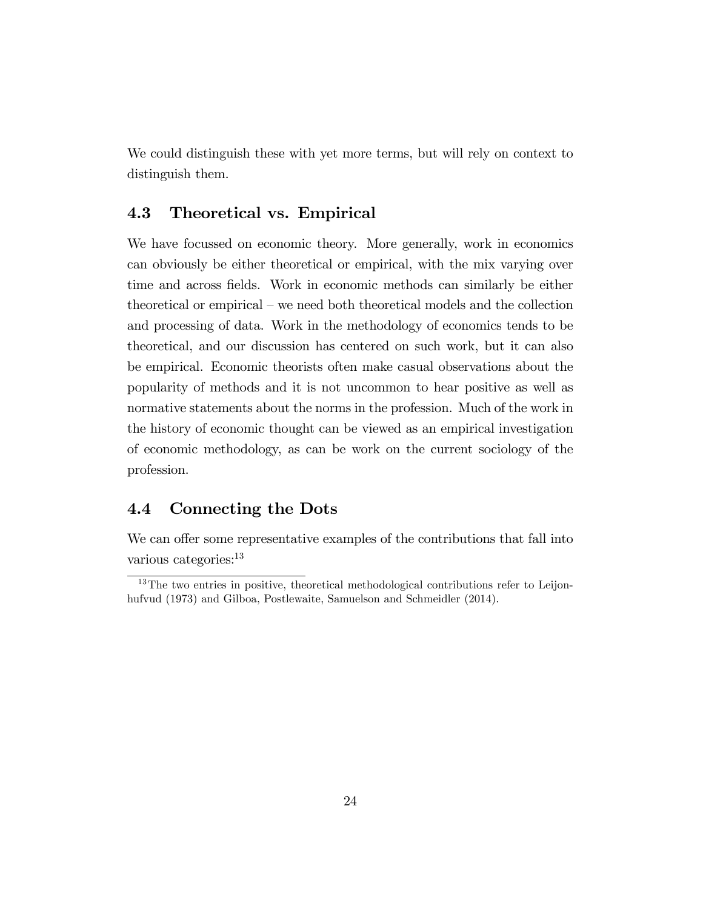We could distinguish these with yet more terms, but will rely on context to distinguish them.

## 4.3 Theoretical vs. Empirical

We have focussed on economic theory. More generally, work in economics can obviously be either theoretical or empirical, with the mix varying over time and across fields. Work in economic methods can similarly be either theoretical or empirical – we need both theoretical models and the collection and processing of data. Work in the methodology of economics tends to be theoretical, and our discussion has centered on such work, but it can also be empirical. Economic theorists often make casual observations about the popularity of methods and it is not uncommon to hear positive as well as normative statements about the norms in the profession. Much of the work in the history of economic thought can be viewed as an empirical investigation of economic methodology, as can be work on the current sociology of the profession.

## 4.4 Connecting the Dots

We can offer some representative examples of the contributions that fall into various categories:[13]

[13] The two entries in positive, theoretical methodological contributions refer to Leijonhufvud (1973) and Gilboa, Postlewaite, Samuelson and Schmeidler (2014).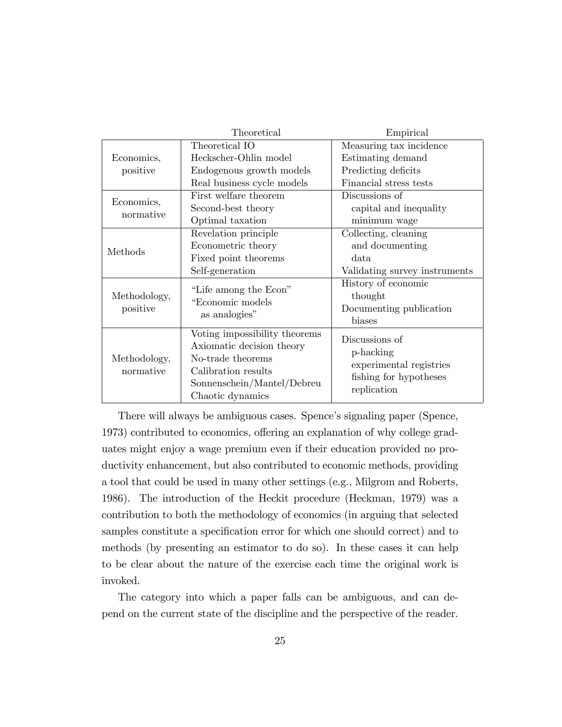| | Theoretical | Empirical |
| --- | --- | --- |
| Economics, positive | Theoretical IO<br>Heckscher-Ohlin model<br>Endogenous growth models<br>Real business cycle models | Measuring tax incidence<br>Estimating demand<br>Predicting deficits<br>Financial stress tests |
| Economics, normative | First welfare theorem<br>Second-best theory<br>Optimal taxation | Discussions of<br>capital and inequality<br>minimum wage |
| Methods | Revelation principle<br>Econometric theory<br>Fixed point theorems<br>Self-generation | Collecting, cleaning<br>and documenting<br>data<br>Validating survey instruments |
| Methodology, positive | "Life among the Econ"<br>"Economic models<br>as analogies" | History of economic<br>thought<br>Documenting publication<br>biases |
| Methodology, normative | Voting impossibility theorems<br>Axiomatic decision theory<br>No-trade theorems<br>Calibration results<br>Sonnenschein/Mantel/Debreu<br>Chaotic dynamics | Discussions of<br>p-hacking<br>experimental registries<br>fishing for hypotheses<br>replication |

There will always be ambiguous cases. Spence's signaling paper (Spence, 1973) contributed to economics, offering an explanation of why college graduates might enjoy a wage premium even if their education provided no productivity enhancement, but also contributed to economic methods, providing a tool that could be used in many other settings (e.g., Milgrom and Roberts, 1986). The introduction of the Heckit procedure (Heckman, 1979) was a contribution to both the methodology of economics (in arguing that selected samples constitute a specification error for which one should correct) and to methods (by presenting an estimator to do so). In these cases it can help to be clear about the nature of the exercise each time the original work is invoked.

The category into which a paper falls can be ambiguous, and can depend on the current state of the discipline and the perspective of the reader.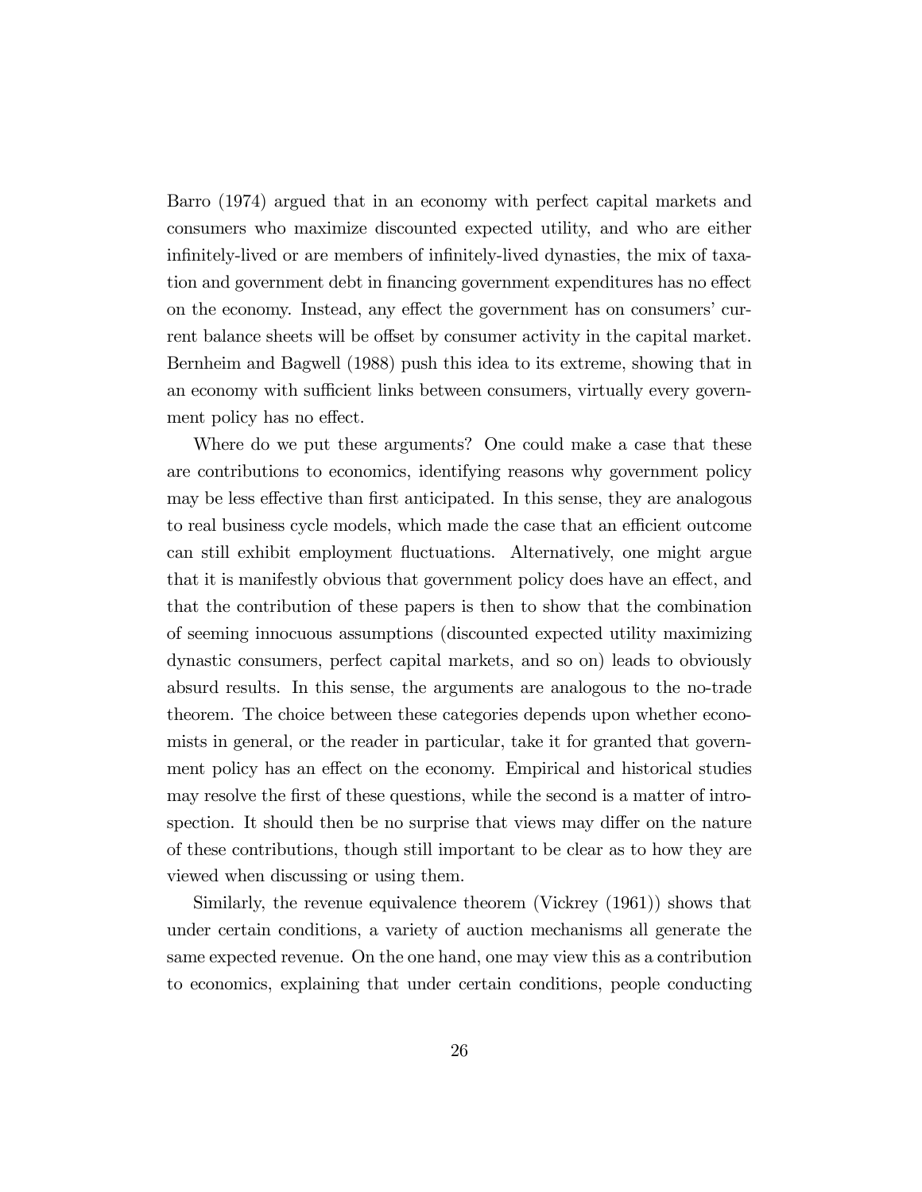Barro (1974) argued that in an economy with perfect capital markets and consumers who maximize discounted expected utility, and who are either infinitely-lived or are members of infinitely-lived dynasties, the mix of taxation and government debt in financing government expenditures has no effect on the economy. Instead, any effect the government has on consumers' current balance sheets will be offset by consumer activity in the capital market. Bernheim and Bagwell (1988) push this idea to its extreme, showing that in an economy with sufficient links between consumers, virtually every government policy has no effect.

Where do we put these arguments? One could make a case that these are contributions to economics, identifying reasons why government policy may be less effective than first anticipated. In this sense, they are analogous to real business cycle models, which made the case that an efficient outcome can still exhibit employment fluctuations. Alternatively, one might argue that it is manifestly obvious that government policy does have an effect, and that the contribution of these papers is then to show that the combination of seeming innocuous assumptions (discounted expected utility maximizing dynastic consumers, perfect capital markets, and so on) leads to obviously absurd results. In this sense, the arguments are analogous to the no-trade theorem. The choice between these categories depends upon whether economists in general, or the reader in particular, take it for granted that government policy has an effect on the economy. Empirical and historical studies may resolve the first of these questions, while the second is a matter of introspection. It should then be no surprise that views may differ on the nature of these contributions, though still important to be clear as to how they are viewed when discussing or using them.

Similarly, the revenue equivalence theorem (Vickrey (1961)) shows that under certain conditions, a variety of auction mechanisms all generate the same expected revenue. On the one hand, one may view this as a contribution to economics, explaining that under certain conditions, people conducting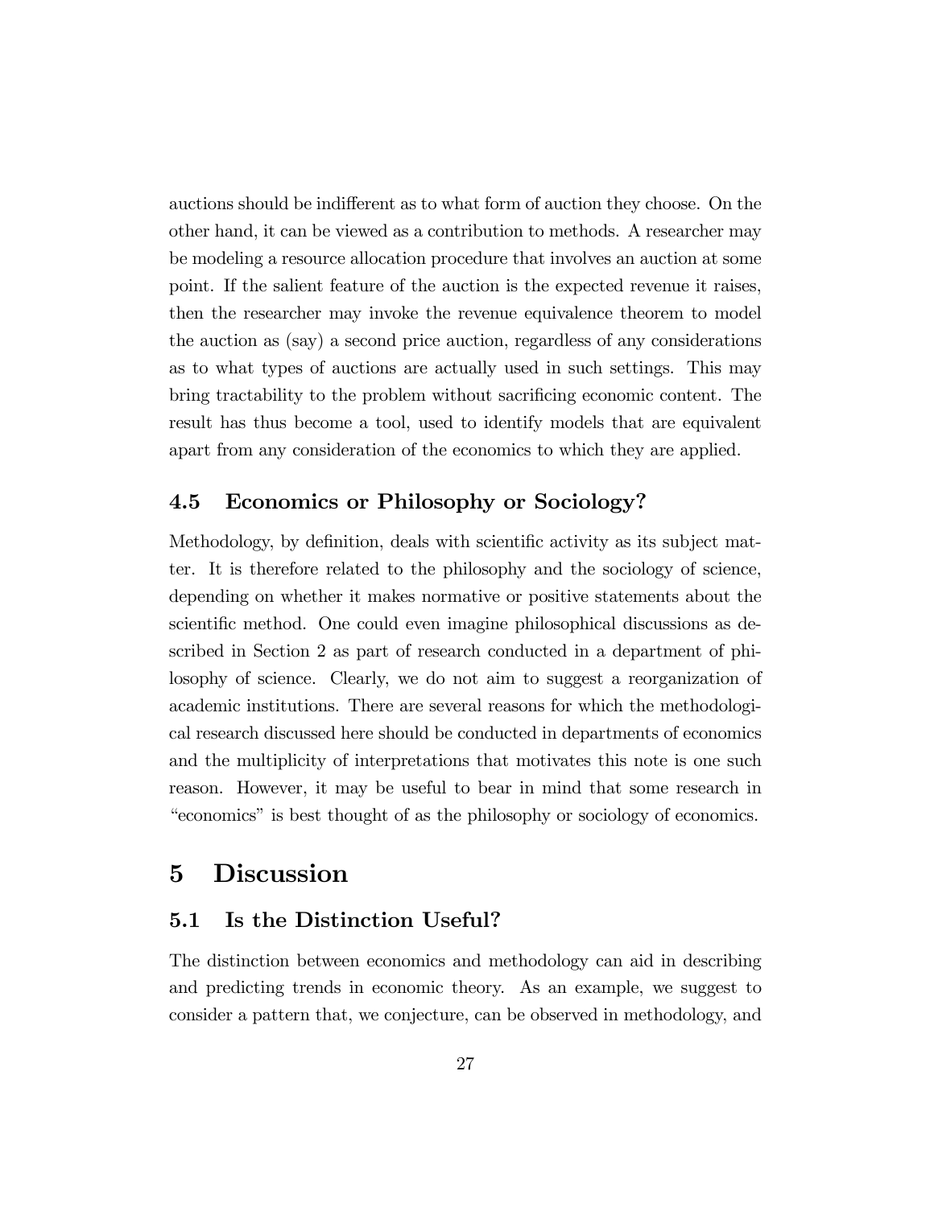auctions should be indifferent as to what form of auction they choose. On the other hand, it can be viewed as a contribution to methods. A researcher may be modeling a resource allocation procedure that involves an auction at some point. If the salient feature of the auction is the expected revenue it raises, then the researcher may invoke the revenue equivalence theorem to model the auction as (say) a second price auction, regardless of any considerations as to what types of auctions are actually used in such settings. This may bring tractability to the problem without sacrificing economic content. The result has thus become a tool, used to identify models that are equivalent apart from any consideration of the economics to which they are applied.

### 4.5 Economics or Philosophy or Sociology?

Methodology, by definition, deals with scientific activity as its subject matter. It is therefore related to the philosophy and the sociology of science, depending on whether it makes normative or positive statements about the scientific method. One could even imagine philosophical discussions as described in Section 2 as part of research conducted in a department of philosophy of science. Clearly, we do not aim to suggest a reorganization of academic institutions. There are several reasons for which the methodological research discussed here should be conducted in departments of economics and the multiplicity of interpretations that motivates this note is one such reason. However, it may be useful to bear in mind that some research in "economics" is best thought of as the philosophy or sociology of economics.

## 5 Discussion

### 5.1 Is the Distinction Useful?

The distinction between economics and methodology can aid in describing and predicting trends in economic theory. As an example, we suggest to consider a pattern that, we conjecture, can be observed in methodology, and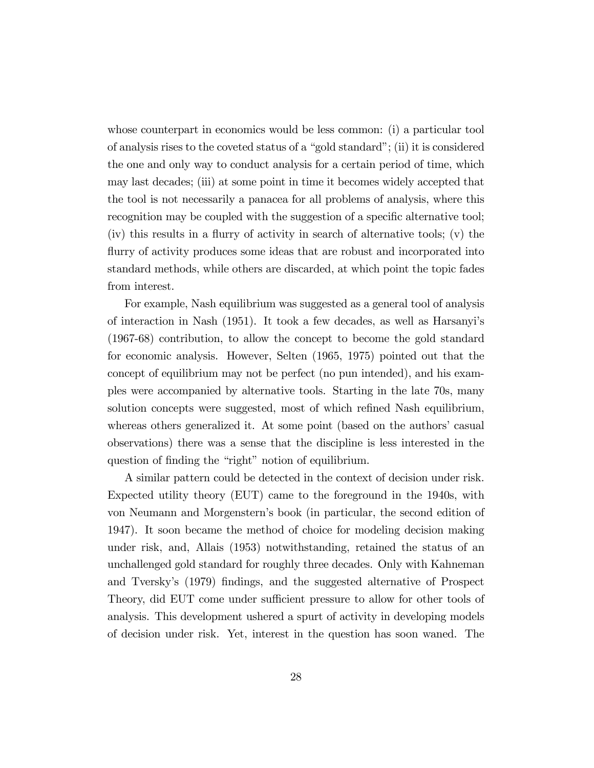whose counterpart in economics would be less common: (i) a particular tool of analysis rises to the coveted status of a "gold standard"; (ii) it is considered the one and only way to conduct analysis for a certain period of time, which may last decades; (iii) at some point in time it becomes widely accepted that the tool is not necessarily a panacea for all problems of analysis, where this recognition may be coupled with the suggestion of a specific alternative tool; (iv) this results in a flurry of activity in search of alternative tools; (v) the flurry of activity produces some ideas that are robust and incorporated into standard methods, while others are discarded, at which point the topic fades from interest.

For example, Nash equilibrium was suggested as a general tool of analysis of interaction in Nash (1951). It took a few decades, as well as Harsanyi's (1967-68) contribution, to allow the concept to become the gold standard for economic analysis. However, Selten (1965, 1975) pointed out that the concept of equilibrium may not be perfect (no pun intended), and his examples were accompanied by alternative tools. Starting in the late 70s, many solution concepts were suggested, most of which refined Nash equilibrium, whereas others generalized it. At some point (based on the authors' casual observations) there was a sense that the discipline is less interested in the question of finding the "right" notion of equilibrium.

A similar pattern could be detected in the context of decision under risk. Expected utility theory (EUT) came to the foreground in the 1940s, with von Neumann and Morgenstern's book (in particular, the second edition of 1947). It soon became the method of choice for modeling decision making under risk, and, Allais (1953) notwithstanding, retained the status of an unchallenged gold standard for roughly three decades. Only with Kahneman and Tversky's (1979) findings, and the suggested alternative of Prospect Theory, did EUT come under sufficient pressure to allow for other tools of analysis. This development ushered a spurt of activity in developing models of decision under risk. Yet, interest in the question has soon waned. The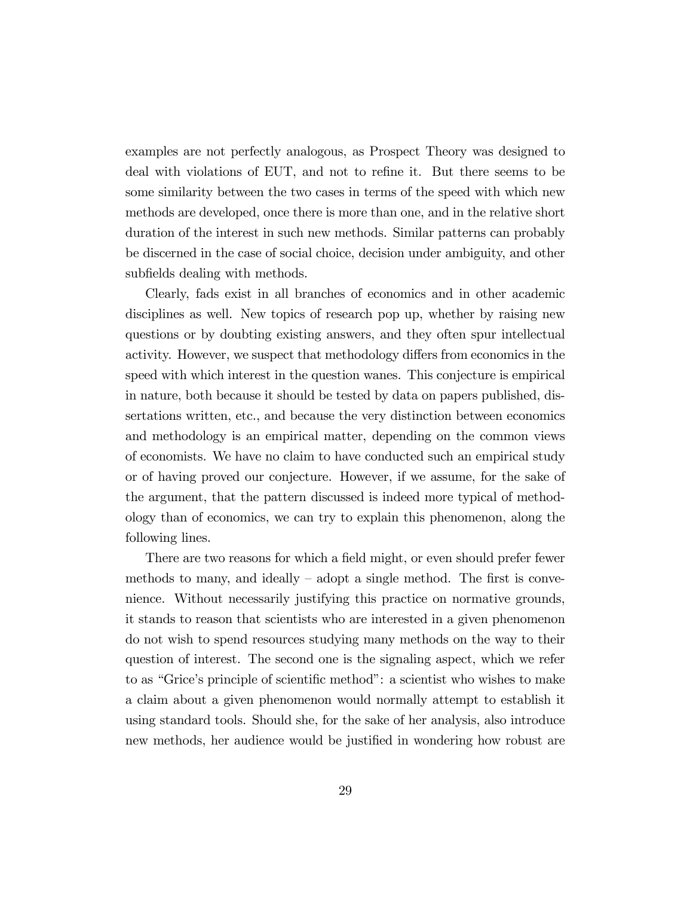examples are not perfectly analogous, as Prospect Theory was designed to deal with violations of EUT, and not to refine it. But there seems to be some similarity between the two cases in terms of the speed with which new methods are developed, once there is more than one, and in the relative short duration of the interest in such new methods. Similar patterns can probably be discerned in the case of social choice, decision under ambiguity, and other subfields dealing with methods.

Clearly, fads exist in all branches of economics and in other academic disciplines as well. New topics of research pop up, whether by raising new questions or by doubting existing answers, and they often spur intellectual activity. However, we suspect that methodology differs from economics in the speed with which interest in the question wanes. This conjecture is empirical in nature, both because it should be tested by data on papers published, dissertations written, etc., and because the very distinction between economics and methodology is an empirical matter, depending on the common views of economists. We have no claim to have conducted such an empirical study or of having proved our conjecture. However, if we assume, for the sake of the argument, that the pattern discussed is indeed more typical of methodology than of economics, we can try to explain this phenomenon, along the following lines.

There are two reasons for which a field might, or even should prefer fewer methods to many, and ideally – adopt a single method. The first is convenience. Without necessarily justifying this practice on normative grounds, it stands to reason that scientists who are interested in a given phenomenon do not wish to spend resources studying many methods on the way to their question of interest. The second one is the signaling aspect, which we refer to as "Grice's principle of scientific method": a scientist who wishes to make a claim about a given phenomenon would normally attempt to establish it using standard tools. Should she, for the sake of her analysis, also introduce new methods, her audience would be justified in wondering how robust are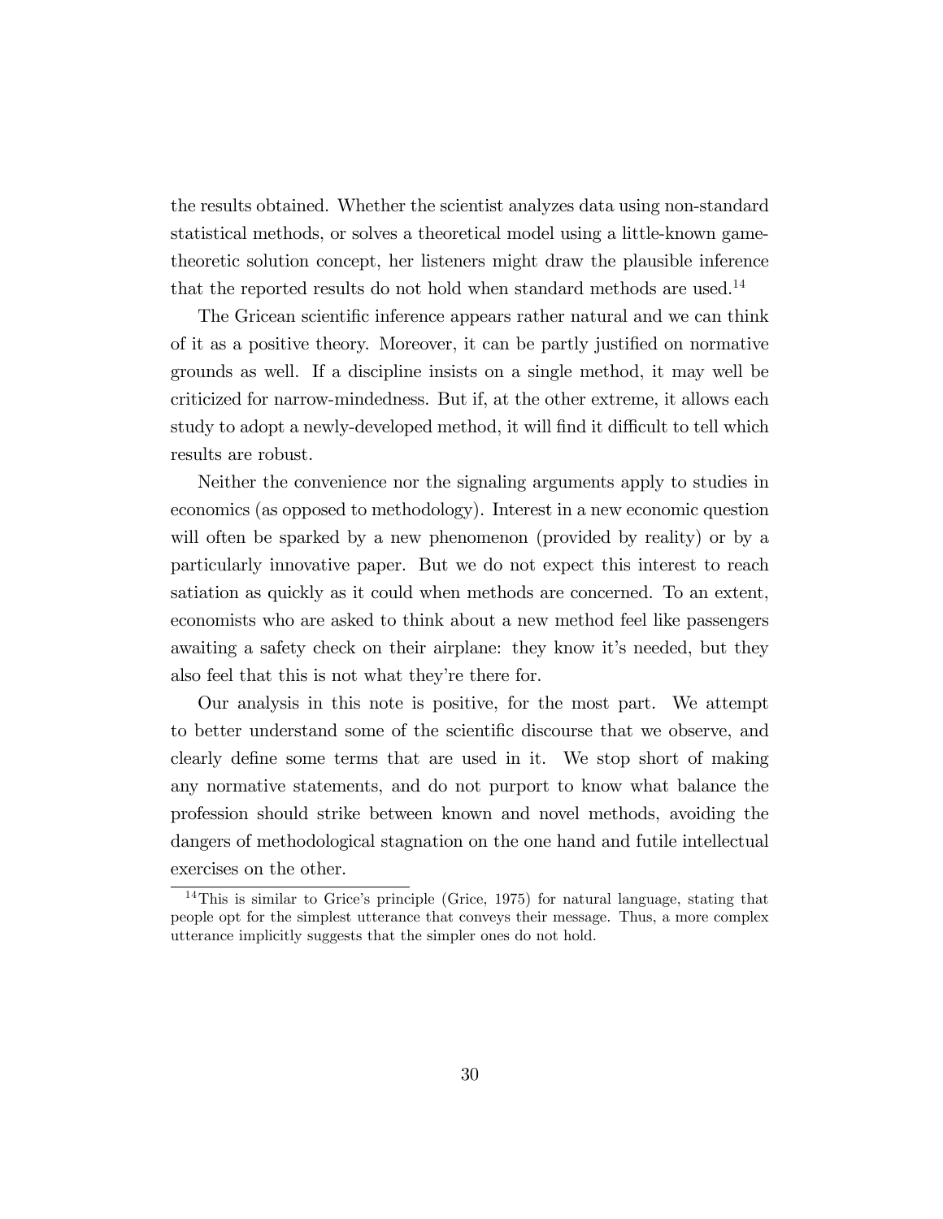the results obtained. Whether the scientist analyzes data using non-standard statistical methods, or solves a theoretical model using a little-known game-theoretic solution concept, her listeners might draw the plausible inference that the reported results do not hold when standard methods are used.[14]

The Gricean scientific inference appears rather natural and we can think of it as a positive theory. Moreover, it can be partly justified on normative grounds as well. If a discipline insists on a single method, it may well be criticized for narrow-mindedness. But if, at the other extreme, it allows each study to adopt a newly-developed method, it will find it difficult to tell which results are robust.

Neither the convenience nor the signaling arguments apply to studies in economics (as opposed to methodology). Interest in a new economic question will often be sparked by a new phenomenon (provided by reality) or by a particularly innovative paper. But we do not expect this interest to reach satiation as quickly as it could when methods are concerned. To an extent, economists who are asked to think about a new method feel like passengers awaiting a safety check on their airplane: they know it's needed, but they also feel that this is not what they're there for.

Our analysis in this note is positive, for the most part. We attempt to better understand some of the scientific discourse that we observe, and clearly define some terms that are used in it. We stop short of making any normative statements, and do not purport to know what balance the profession should strike between known and novel methods, avoiding the dangers of methodological stagnation on the one hand and futile intellectual exercises on the other.

---

[14] This is similar to Grice's principle (Grice, 1975) for natural language, stating that people opt for the simplest utterance that conveys their message. Thus, a more complex utterance implicitly suggests that the simpler ones do not hold.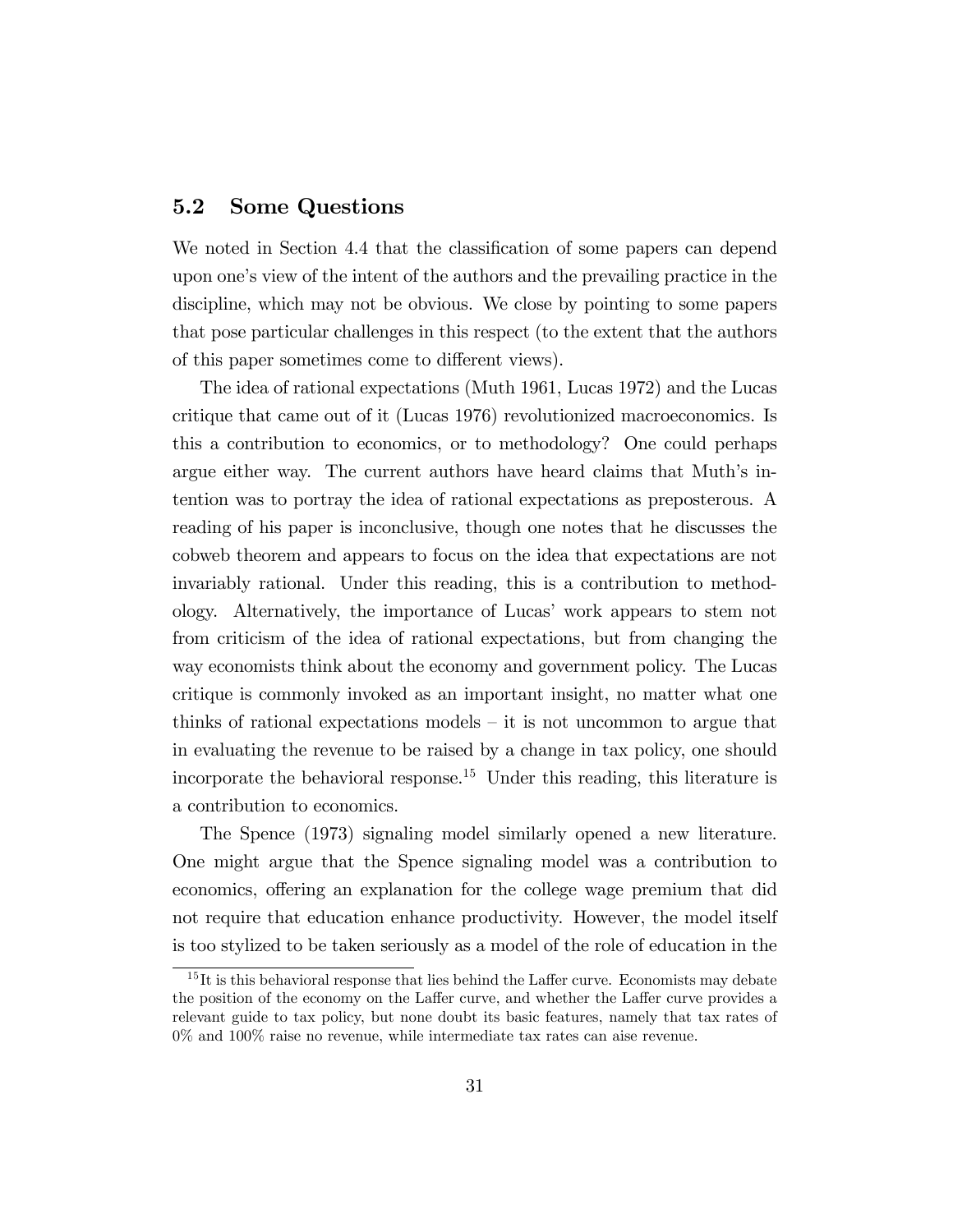## 5.2 Some Questions

We noted in Section 4.4 that the classification of some papers can depend upon one's view of the intent of the authors and the prevailing practice in the discipline, which may not be obvious. We close by pointing to some papers that pose particular challenges in this respect (to the extent that the authors of this paper sometimes come to different views).

The idea of rational expectations (Muth 1961, Lucas 1972) and the Lucas critique that came out of it (Lucas 1976) revolutionized macroeconomics. Is this a contribution to economics, or to methodology? One could perhaps argue either way. The current authors have heard claims that Muth's intention was to portray the idea of rational expectations as preposterous. A reading of his paper is inconclusive, though one notes that he discusses the cobweb theorem and appears to focus on the idea that expectations are not invariably rational. Under this reading, this is a contribution to methodology. Alternatively, the importance of Lucas' work appears to stem not from criticism of the idea of rational expectations, but from changing the way economists think about the economy and government policy. The Lucas critique is commonly invoked as an important insight, no matter what one thinks of rational expectations models – it is not uncommon to argue that in evaluating the revenue to be raised by a change in tax policy, one should incorporate the behavioral response.[15] Under this reading, this literature is a contribution to economics.

The Spence (1973) signaling model similarly opened a new literature. One might argue that the Spence signaling model was a contribution to economics, offering an explanation for the college wage premium that did not require that education enhance productivity. However, the model itself is too stylized to be taken seriously as a model of the role of education in the

[15] It is this behavioral response that lies behind the Laffer curve. Economists may debate the position of the economy on the Laffer curve, and whether the Laffer curve provides a relevant guide to tax policy, but none doubt its basic features, namely that tax rates of 0% and 100% raise no revenue, while intermediate tax rates can aise revenue.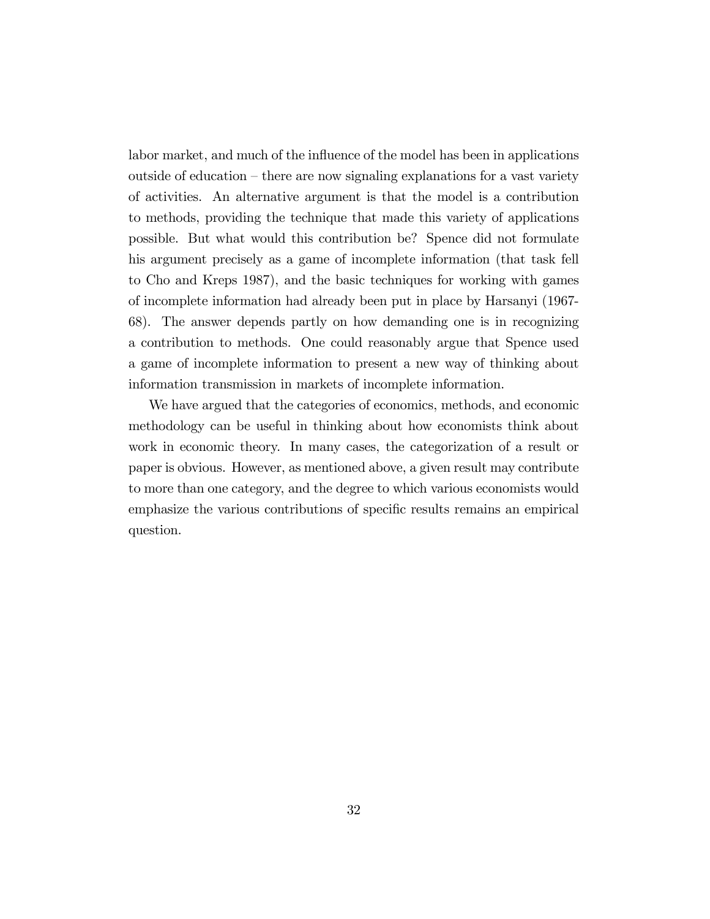labor market, and much of the influence of the model has been in applications outside of education – there are now signaling explanations for a vast variety of activities. An alternative argument is that the model is a contribution to methods, providing the technique that made this variety of applications possible. But what would this contribution be? Spence did not formulate his argument precisely as a game of incomplete information (that task fell to Cho and Kreps 1987), and the basic techniques for working with games of incomplete information had already been put in place by Harsanyi (1967-68). The answer depends partly on how demanding one is in recognizing a contribution to methods. One could reasonably argue that Spence used a game of incomplete information to present a new way of thinking about information transmission in markets of incomplete information.

We have argued that the categories of economics, methods, and economic methodology can be useful in thinking about how economists think about work in economic theory. In many cases, the categorization of a result or paper is obvious. However, as mentioned above, a given result may contribute to more than one category, and the degree to which various economists would emphasize the various contributions of specific results remains an empirical question.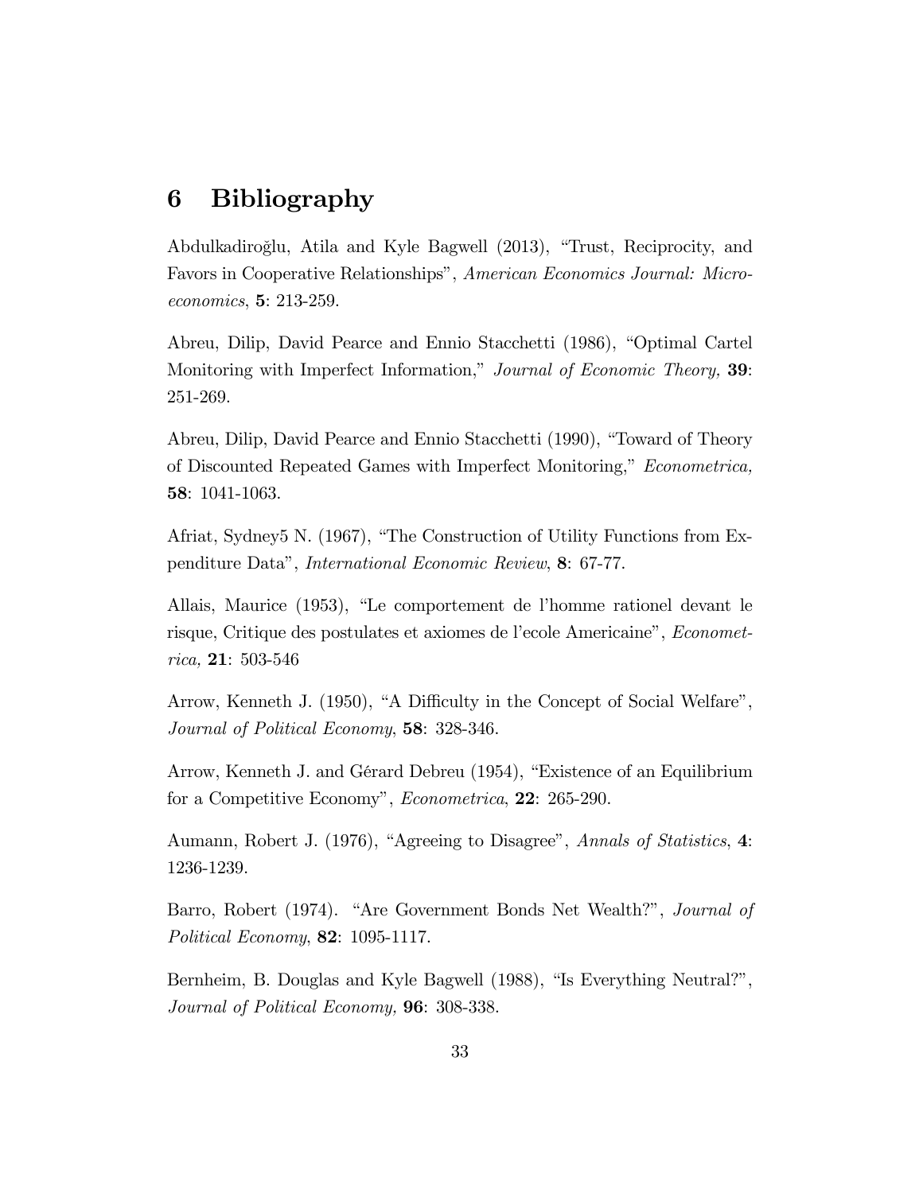# 6 Bibliography

Abdulkadiroğlu, Atila and Kyle Bagwell (2013), "Trust, Reciprocity, and Favors in Cooperative Relationships", *American Economics Journal: Microeconomics*, **5**: 213-259.

Abreu, Dilip, David Pearce and Ennio Stacchetti (1986), "Optimal Cartel Monitoring with Imperfect Information," *Journal of Economic Theory,* **39**: 251-269.

Abreu, Dilip, David Pearce and Ennio Stacchetti (1990), "Toward of Theory of Discounted Repeated Games with Imperfect Monitoring," *Econometrica,* **58**: 1041-1063.

Afriat, Sydney5 N. (1967), "The Construction of Utility Functions from Expenditure Data", *International Economic Review*, **8**: 67-77.

Allais, Maurice (1953), "Le comportement de l'homme rationel devant le risque, Critique des postulates et axiomes de l'ecole Americaine", *Econometrica,* **21**: 503-546

Arrow, Kenneth J. (1950), "A Difficulty in the Concept of Social Welfare", *Journal of Political Economy*, **58**: 328-346.

Arrow, Kenneth J. and Gérard Debreu (1954), "Existence of an Equilibrium for a Competitive Economy", *Econometrica*, **22**: 265-290.

Aumann, Robert J. (1976), "Agreeing to Disagree", *Annals of Statistics*, **4**: 1236-1239.

Barro, Robert (1974). "Are Government Bonds Net Wealth?", *Journal of Political Economy*, **82**: 1095-1117.

Bernheim, B. Douglas and Kyle Bagwell (1988), "Is Everything Neutral?", *Journal of Political Economy,* **96**: 308-338.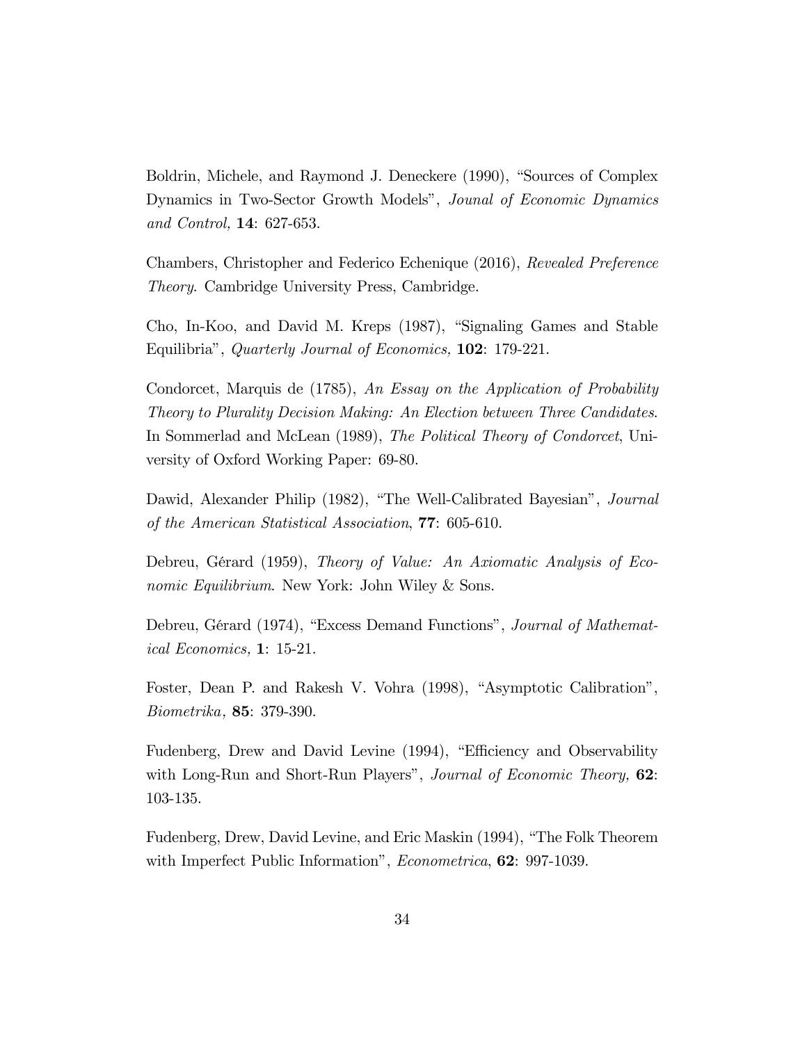Boldrin, Michele, and Raymond J. Deneckere (1990), "Sources of Complex Dynamics in Two-Sector Growth Models", *Jounal of Economic Dynamics and Control,* **14**: 627-653.

Chambers, Christopher and Federico Echenique (2016), *Revealed Preference Theory*. Cambridge University Press, Cambridge.

Cho, In-Koo, and David M. Kreps (1987), "Signaling Games and Stable Equilibria", *Quarterly Journal of Economics,* **102**: 179-221.

Condorcet, Marquis de (1785), *An Essay on the Application of Probability Theory to Plurality Decision Making: An Election between Three Candidates*. In Sommerlad and McLean (1989), *The Political Theory of Condorcet*, University of Oxford Working Paper: 69-80.

Dawid, Alexander Philip (1982), "The Well-Calibrated Bayesian", *Journal of the American Statistical Association*, **77**: 605-610.

Debreu, Gérard (1959), *Theory of Value: An Axiomatic Analysis of Economic Equilibrium*. New York: John Wiley & Sons.

Debreu, Gérard (1974), "Excess Demand Functions", *Journal of Mathematical Economics,* **1**: 15-21.

Foster, Dean P. and Rakesh V. Vohra (1998), "Asymptotic Calibration", *Biometrika,* **85**: 379-390.

Fudenberg, Drew and David Levine (1994), "Efficiency and Observability with Long-Run and Short-Run Players", *Journal of Economic Theory,* **62**: 103-135.

Fudenberg, Drew, David Levine, and Eric Maskin (1994), "The Folk Theorem with Imperfect Public Information", *Econometrica*, **62**: 997-1039.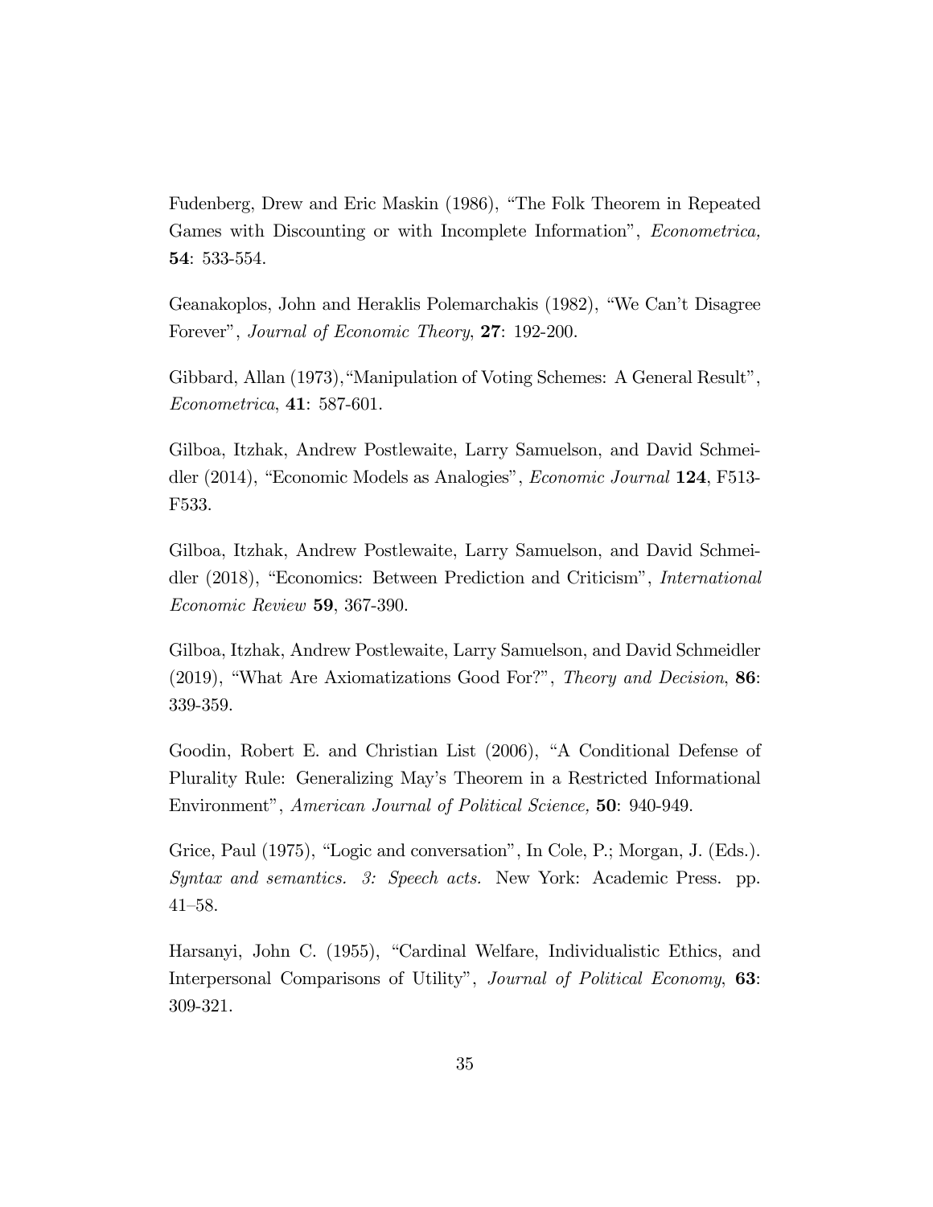Fudenberg, Drew and Eric Maskin (1986), "The Folk Theorem in Repeated Games with Discounting or with Incomplete Information", *Econometrica,* **54**: 533-554.

Geanakoplos, John and Heraklis Polemarchakis (1982), "We Can't Disagree Forever", *Journal of Economic Theory*, **27**: 192-200.

Gibbard, Allan (1973),"Manipulation of Voting Schemes: A General Result", *Econometrica*, **41**: 587-601.

Gilboa, Itzhak, Andrew Postlewaite, Larry Samuelson, and David Schmeidler (2014), "Economic Models as Analogies", *Economic Journal* **124**, F513-F533.

Gilboa, Itzhak, Andrew Postlewaite, Larry Samuelson, and David Schmeidler (2018), "Economics: Between Prediction and Criticism", *International Economic Review* **59**, 367-390.

Gilboa, Itzhak, Andrew Postlewaite, Larry Samuelson, and David Schmeidler (2019), "What Are Axiomatizations Good For?", *Theory and Decision*, **86**: 339-359.

Goodin, Robert E. and Christian List (2006), "A Conditional Defense of Plurality Rule: Generalizing May's Theorem in a Restricted Informational Environment", *American Journal of Political Science,* **50**: 940-949.

Grice, Paul (1975), "Logic and conversation", In Cole, P.; Morgan, J. (Eds.). *Syntax and semantics. 3: Speech acts.* New York: Academic Press. pp. 41–58.

Harsanyi, John C. (1955), "Cardinal Welfare, Individualistic Ethics, and Interpersonal Comparisons of Utility", *Journal of Political Economy*, **63**: 309-321.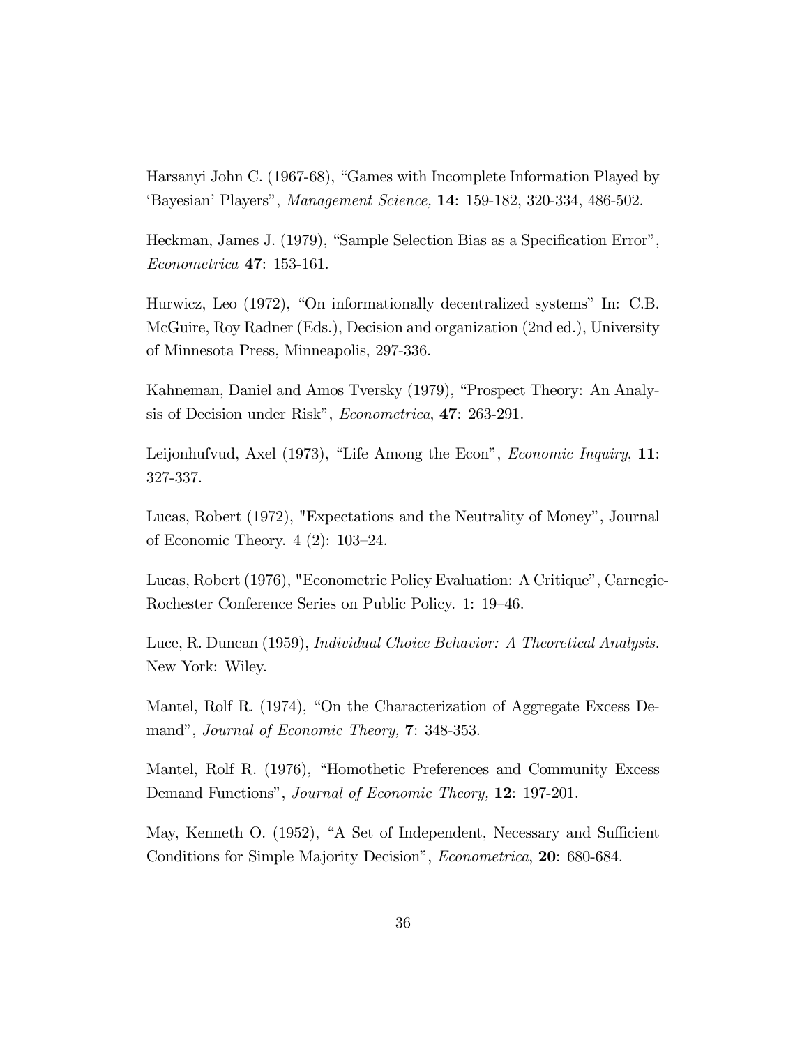Harsanyi John C. (1967-68), "Games with Incomplete Information Played by 'Bayesian' Players", *Management Science,* **14**: 159-182, 320-334, 486-502.

Heckman, James J. (1979), "Sample Selection Bias as a Specification Error", *Econometrica* **47**: 153-161.

Hurwicz, Leo (1972), "On informationally decentralized systems" In: C.B. McGuire, Roy Radner (Eds.), Decision and organization (2nd ed.), University of Minnesota Press, Minneapolis, 297-336.

Kahneman, Daniel and Amos Tversky (1979), "Prospect Theory: An Analysis of Decision under Risk", *Econometrica*, **47**: 263-291.

Leijonhufvud, Axel (1973), "Life Among the Econ", *Economic Inquiry*, **11**: 327-337.

Lucas, Robert (1972), "Expectations and the Neutrality of Money", Journal of Economic Theory. 4 (2): 103–24.

Lucas, Robert (1976), "Econometric Policy Evaluation: A Critique", Carnegie-Rochester Conference Series on Public Policy. 1: 19–46.

Luce, R. Duncan (1959), *Individual Choice Behavior: A Theoretical Analysis.* New York: Wiley.

Mantel, Rolf R. (1974), "On the Characterization of Aggregate Excess Demand", *Journal of Economic Theory,* **7**: 348-353.

Mantel, Rolf R. (1976), "Homothetic Preferences and Community Excess Demand Functions", *Journal of Economic Theory,* **12**: 197-201.

May, Kenneth O. (1952), "A Set of Independent, Necessary and Sufficient Conditions for Simple Majority Decision", *Econometrica*, **20**: 680-684.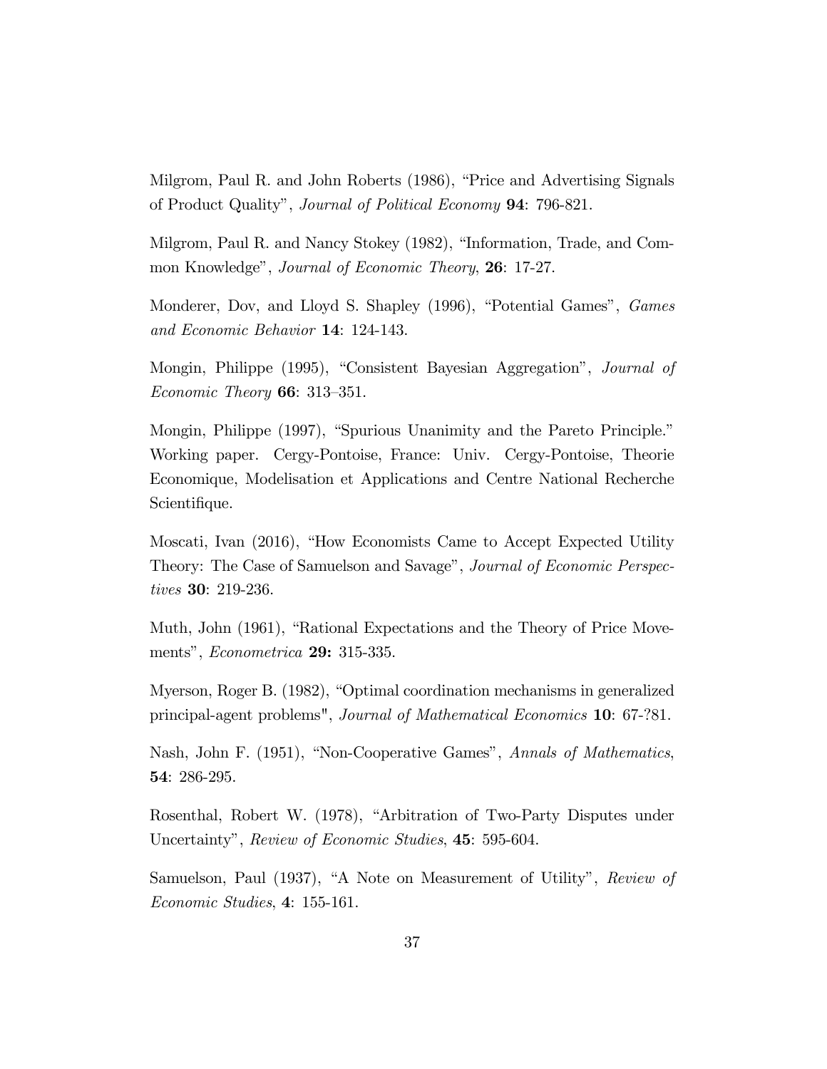Milgrom, Paul R. and John Roberts (1986), "Price and Advertising Signals of Product Quality", *Journal of Political Economy* **94**: 796-821.

Milgrom, Paul R. and Nancy Stokey (1982), "Information, Trade, and Common Knowledge", *Journal of Economic Theory*, **26**: 17-27.

Monderer, Dov, and Lloyd S. Shapley (1996), "Potential Games", *Games and Economic Behavior* **14**: 124-143.

Mongin, Philippe (1995), "Consistent Bayesian Aggregation", *Journal of Economic Theory* **66**: 313–351.

Mongin, Philippe (1997), "Spurious Unanimity and the Pareto Principle." Working paper. Cergy-Pontoise, France: Univ. Cergy-Pontoise, Theorie Economique, Modelisation et Applications and Centre National Recherche Scientifique.

Moscati, Ivan (2016), "How Economists Came to Accept Expected Utility Theory: The Case of Samuelson and Savage", *Journal of Economic Perspectives* **30**: 219-236.

Muth, John (1961), "Rational Expectations and the Theory of Price Movements", *Econometrica* **29:** 315-335.

Myerson, Roger B. (1982), "Optimal coordination mechanisms in generalized principal-agent problems", *Journal of Mathematical Economics* **10**: 67-?81.

Nash, John F. (1951), "Non-Cooperative Games", *Annals of Mathematics*, **54**: 286-295.

Rosenthal, Robert W. (1978), "Arbitration of Two-Party Disputes under Uncertainty", *Review of Economic Studies*, **45**: 595-604.

Samuelson, Paul (1937), "A Note on Measurement of Utility", *Review of Economic Studies*, **4**: 155-161.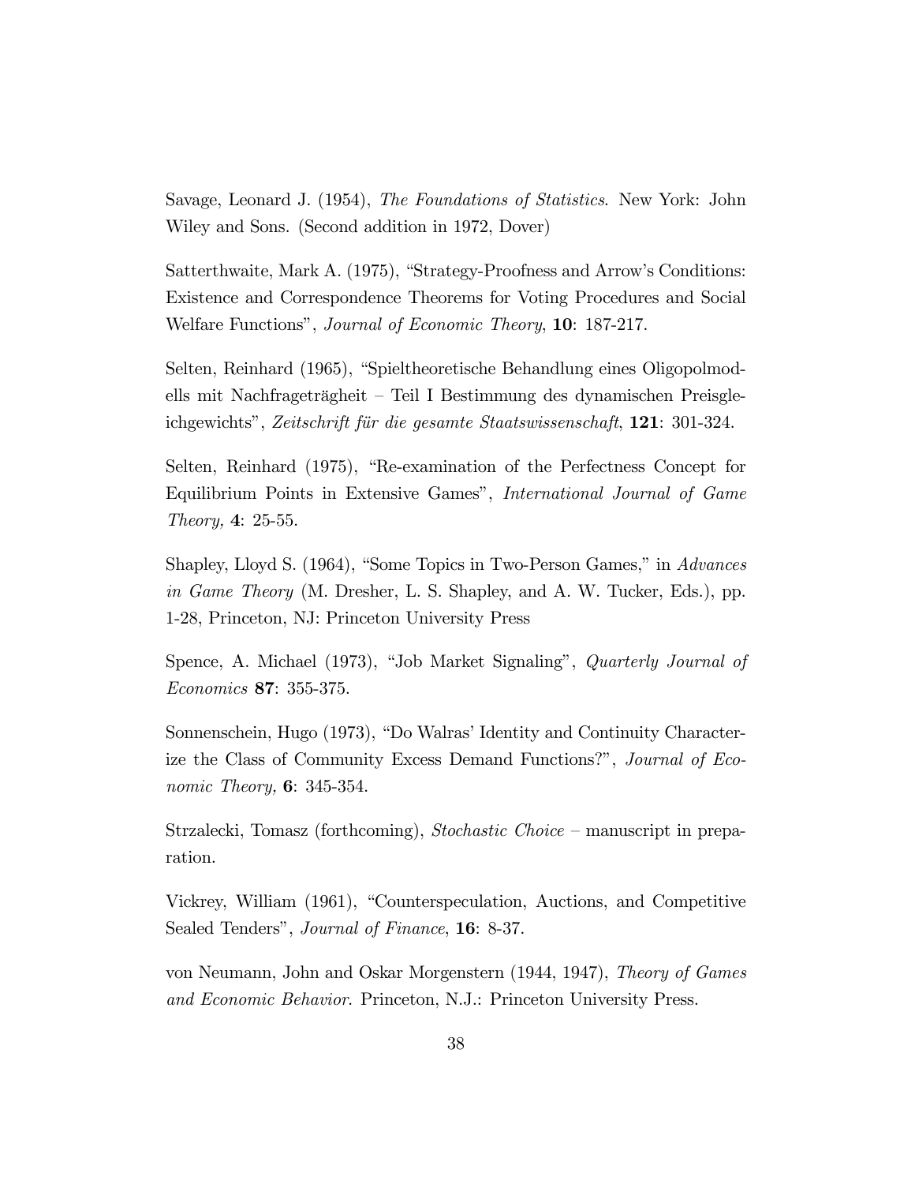Savage, Leonard J. (1954), *The Foundations of Statistics*. New York: John Wiley and Sons. (Second addition in 1972, Dover)

Satterthwaite, Mark A. (1975), "Strategy-Proofness and Arrow's Conditions: Existence and Correspondence Theorems for Voting Procedures and Social Welfare Functions", *Journal of Economic Theory*, **10**: 187-217.

Selten, Reinhard (1965), "Spieltheoretische Behandlung eines Oligopolmodells mit Nachfrageträgheit – Teil I Bestimmung des dynamischen Preisgleichgewichts", *Zeitschrift für die gesamte Staatswissenschaft*, **121**: 301-324.

Selten, Reinhard (1975), "Re-examination of the Perfectness Concept for Equilibrium Points in Extensive Games", *International Journal of Game Theory,* **4**: 25-55.

Shapley, Lloyd S. (1964), "Some Topics in Two-Person Games," in *Advances in Game Theory* (M. Dresher, L. S. Shapley, and A. W. Tucker, Eds.), pp. 1-28, Princeton, NJ: Princeton University Press

Spence, A. Michael (1973), "Job Market Signaling", *Quarterly Journal of Economics* **87**: 355-375.

Sonnenschein, Hugo (1973), "Do Walras' Identity and Continuity Characterize the Class of Community Excess Demand Functions?", *Journal of Economic Theory,* **6**: 345-354.

Strzalecki, Tomasz (forthcoming), *Stochastic Choice* – manuscript in preparation.

Vickrey, William (1961), "Counterspeculation, Auctions, and Competitive Sealed Tenders", *Journal of Finance*, **16**: 8-37.

von Neumann, John and Oskar Morgenstern (1944, 1947), *Theory of Games and Economic Behavior*. Princeton, N.J.: Princeton University Press.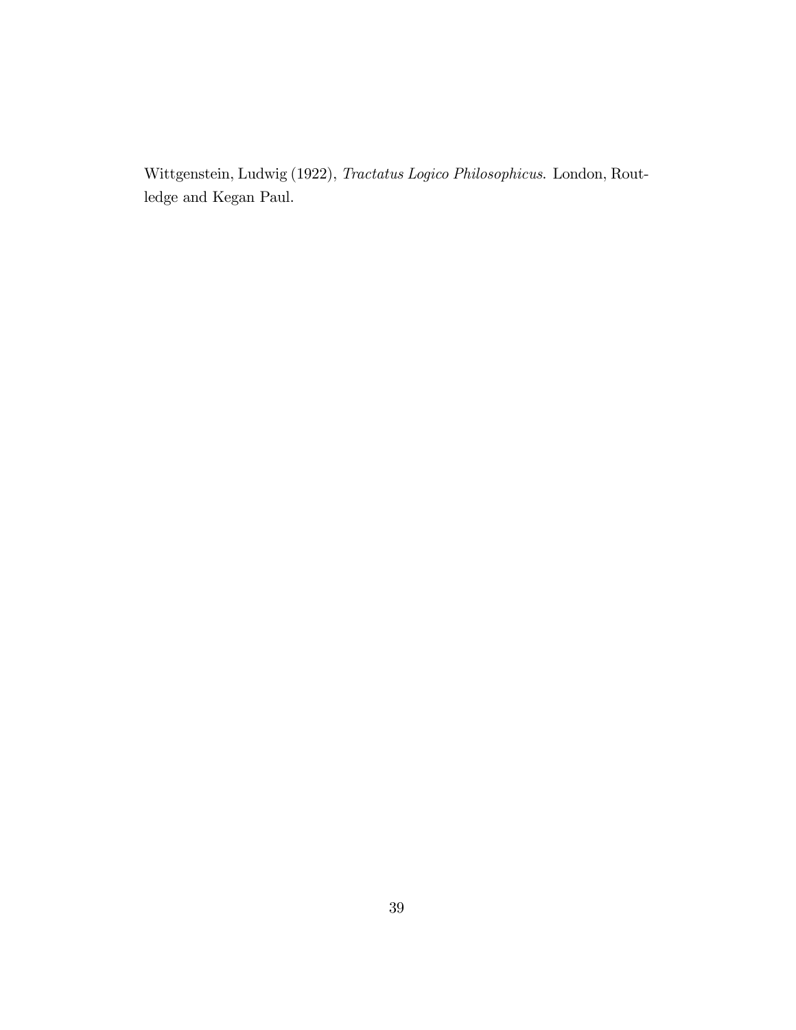Wittgenstein, Ludwig (1922), *Tractatus Logico Philosophicus*. London, Routledge and Kegan Paul.